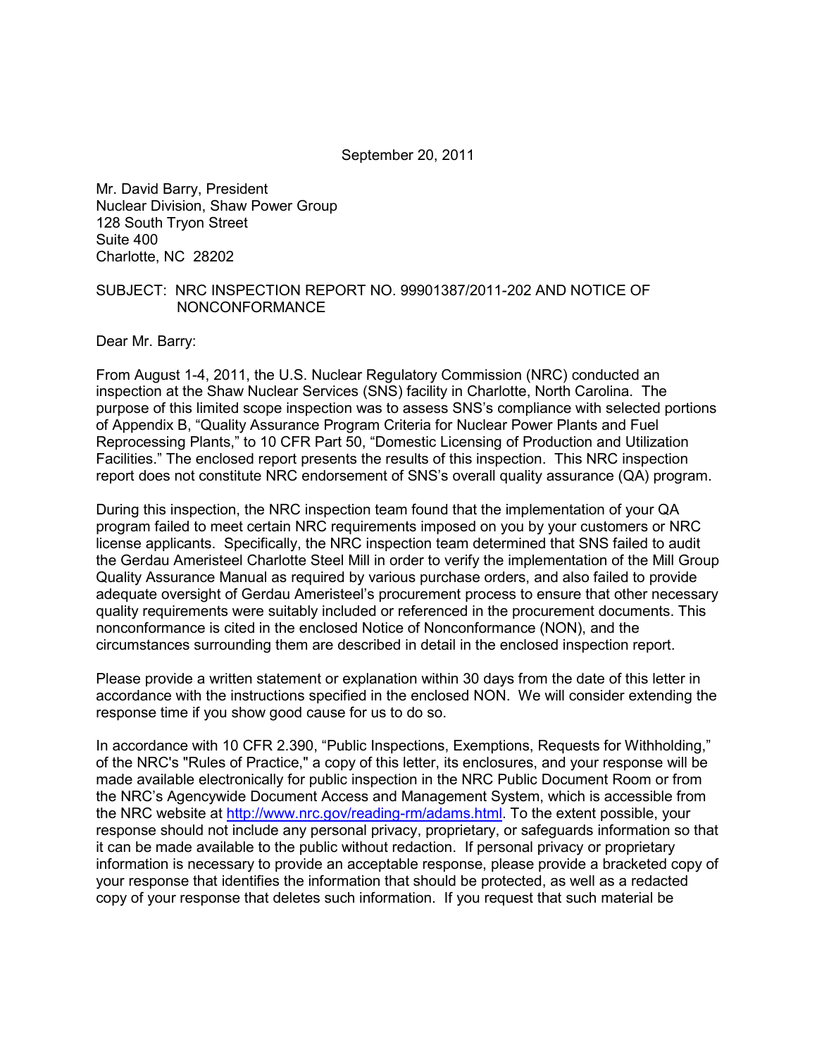September 20, 2011

Mr. David Barry, President
Nuclear Division, Shaw Power Group
128 South Tryon Street
Suite 400
Charlotte, NC 28202

SUBJECT: NRC INSPECTION REPORT NO. 99901387/2011-202 AND NOTICE OF NONCONFORMANCE

Dear Mr. Barry:

From August 1-4, 2011, the U.S. Nuclear Regulatory Commission (NRC) conducted an inspection at the Shaw Nuclear Services (SNS) facility in Charlotte, North Carolina. The purpose of this limited scope inspection was to assess SNS's compliance with selected portions of Appendix B, "Quality Assurance Program Criteria for Nuclear Power Plants and Fuel Reprocessing Plants," to 10 CFR Part 50, "Domestic Licensing of Production and Utilization Facilities." The enclosed report presents the results of this inspection. This NRC inspection report does not constitute NRC endorsement of SNS's overall quality assurance (QA) program.

During this inspection, the NRC inspection team found that the implementation of your QA program failed to meet certain NRC requirements imposed on you by your customers or NRC license applicants. Specifically, the NRC inspection team determined that SNS failed to audit the Gerdau Ameristeel Charlotte Steel Mill in order to verify the implementation of the Mill Group Quality Assurance Manual as required by various purchase orders, and also failed to provide adequate oversight of Gerdau Ameristeel's procurement process to ensure that other necessary quality requirements were suitably included or referenced in the procurement documents. This nonconformance is cited in the enclosed Notice of Nonconformance (NON), and the circumstances surrounding them are described in detail in the enclosed inspection report.

Please provide a written statement or explanation within 30 days from the date of this letter in accordance with the instructions specified in the enclosed NON. We will consider extending the response time if you show good cause for us to do so.

In accordance with 10 CFR 2.390, "Public Inspections, Exemptions, Requests for Withholding," of the NRC's "Rules of Practice," a copy of this letter, its enclosures, and your response will be made available electronically for public inspection in the NRC Public Document Room or from the NRC's Agencywide Document Access and Management System, which is accessible from the NRC website at http://www.nrc.gov/reading-rm/adams.html. To the extent possible, your response should not include any personal privacy, proprietary, or safeguards information so that it can be made available to the public without redaction. If personal privacy or proprietary information is necessary to provide an acceptable response, please provide a bracketed copy of your response that identifies the information that should be protected, as well as a redacted copy of your response that deletes such information. If you request that such material be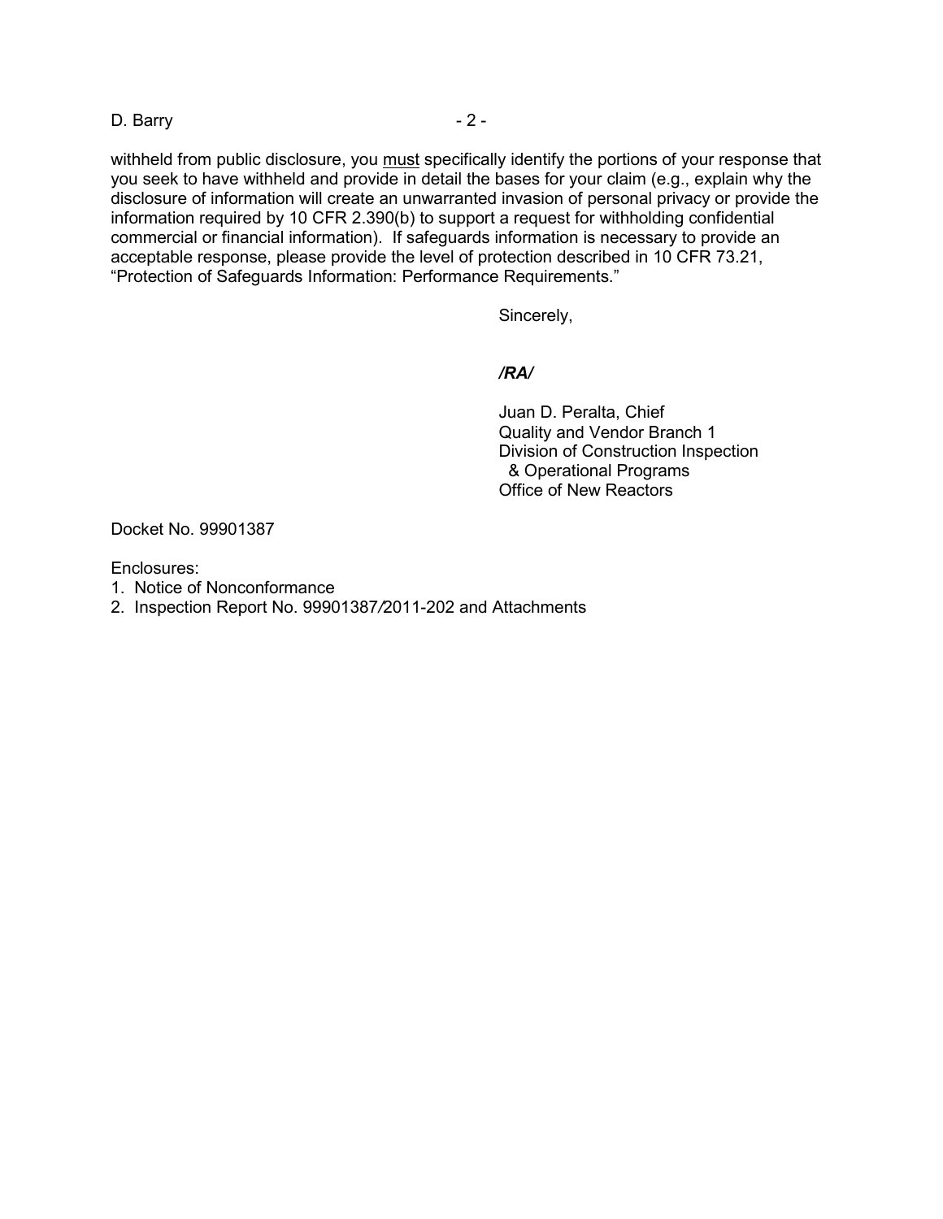withheld from public disclosure, you <u>must</u> specifically identify the portions of your response that you seek to have withheld and provide in detail the bases for your claim (e.g., explain why the disclosure of information will create an unwarranted invasion of personal privacy or provide the information required by 10 CFR 2.390(b) to support a request for withholding confidential commercial or financial information). If safeguards information is necessary to provide an acceptable response, please provide the level of protection described in 10 CFR 73.21, "Protection of Safeguards Information: Performance Requirements."

Sincerely,

***/RA/***

Juan D. Peralta, Chief
Quality and Vendor Branch 1
Division of Construction Inspection
& Operational Programs
Office of New Reactors

Docket No. 99901387

Enclosures:
1. Notice of Nonconformance
2. Inspection Report No. 99901387/2011-202 and Attachments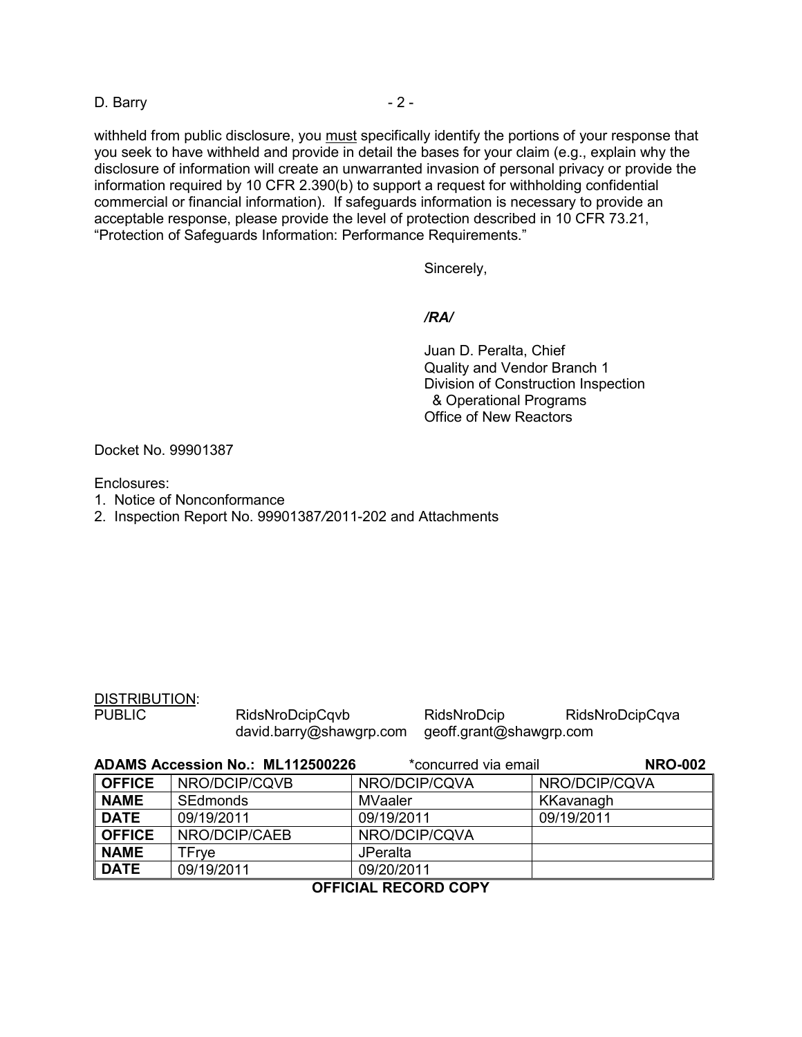withheld from public disclosure, you must specifically identify the portions of your response that you seek to have withheld and provide in detail the bases for your claim (e.g., explain why the disclosure of information will create an unwarranted invasion of personal privacy or provide the information required by 10 CFR 2.390(b) to support a request for withholding confidential commercial or financial information). If safeguards information is necessary to provide an acceptable response, please provide the level of protection described in 10 CFR 73.21, "Protection of Safeguards Information: Performance Requirements."

Sincerely,

*/RA/*

Juan D. Peralta, Chief
Quality and Vendor Branch 1
Division of Construction Inspection
& Operational Programs
Office of New Reactors

Docket No. 99901387

Enclosures:
1. Notice of Nonconformance
2. Inspection Report No. 99901387/2011-202 and Attachments

DISTRIBUTION:
PUBLIC RidsNroDcipCqvb RidsNroDcip RidsNroDcipCqva
david.barry@shawgrp.com geoff.grant@shawgrp.com

**ADAMS Accession No.: ML112500226** *concurred via email **NRO-002**

| | | | |
|---|---|---|---|
| **OFFICE** | NRO/DCIP/CQVB | NRO/DCIP/CQVA | NRO/DCIP/CQVA |
| **NAME** | SEdmonds | MVaaler | KKavanagh |
| **DATE** | 09/19/2011 | 09/19/2011 | 09/19/2011 |
| **OFFICE** | NRO/DCIP/CAEB | NRO/DCIP/CQVA | |
| **NAME** | TFrye | JPeralta | |
| **DATE** | 09/19/2011 | 09/20/2011 | |

**OFFICIAL RECORD COPY**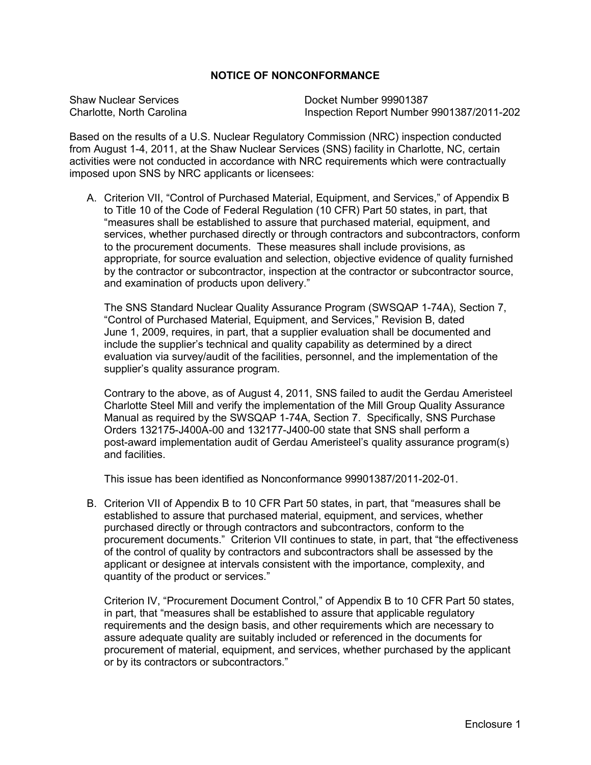## NOTICE OF NONCONFORMANCE

Shaw Nuclear Services
Charlotte, North Carolina

Docket Number 99901387
Inspection Report Number 9901387/2011-202

Based on the results of a U.S. Nuclear Regulatory Commission (NRC) inspection conducted from August 1-4, 2011, at the Shaw Nuclear Services (SNS) facility in Charlotte, NC, certain activities were not conducted in accordance with NRC requirements which were contractually imposed upon SNS by NRC applicants or licensees:

A. Criterion VII, "Control of Purchased Material, Equipment, and Services," of Appendix B to Title 10 of the Code of Federal Regulation (10 CFR) Part 50 states, in part, that "measures shall be established to assure that purchased material, equipment, and services, whether purchased directly or through contractors and subcontractors, conform to the procurement documents. These measures shall include provisions, as appropriate, for source evaluation and selection, objective evidence of quality furnished by the contractor or subcontractor, inspection at the contractor or subcontractor source, and examination of products upon delivery."

   The SNS Standard Nuclear Quality Assurance Program (SWSQAP 1-74A), Section 7, "Control of Purchased Material, Equipment, and Services," Revision B, dated June 1, 2009, requires, in part, that a supplier evaluation shall be documented and include the supplier's technical and quality capability as determined by a direct evaluation via survey/audit of the facilities, personnel, and the implementation of the supplier's quality assurance program.

   Contrary to the above, as of August 4, 2011, SNS failed to audit the Gerdau Ameristeel Charlotte Steel Mill and verify the implementation of the Mill Group Quality Assurance Manual as required by the SWSQAP 1-74A, Section 7. Specifically, SNS Purchase Orders 132175-J400A-00 and 132177-J400-00 state that SNS shall perform a post-award implementation audit of Gerdau Ameristeel's quality assurance program(s) and facilities.

   This issue has been identified as Nonconformance 99901387/2011-202-01.

B. Criterion VII of Appendix B to 10 CFR Part 50 states, in part, that "measures shall be established to assure that purchased material, equipment, and services, whether purchased directly or through contractors and subcontractors, conform to the procurement documents." Criterion VII continues to state, in part, that "the effectiveness of the control of quality by contractors and subcontractors shall be assessed by the applicant or designee at intervals consistent with the importance, complexity, and quantity of the product or services."

   Criterion IV, "Procurement Document Control," of Appendix B to 10 CFR Part 50 states, in part, that "measures shall be established to assure that applicable regulatory requirements and the design basis, and other requirements which are necessary to assure adequate quality are suitably included or referenced in the documents for procurement of material, equipment, and services, whether purchased by the applicant or by its contractors or subcontractors."

Enclosure 1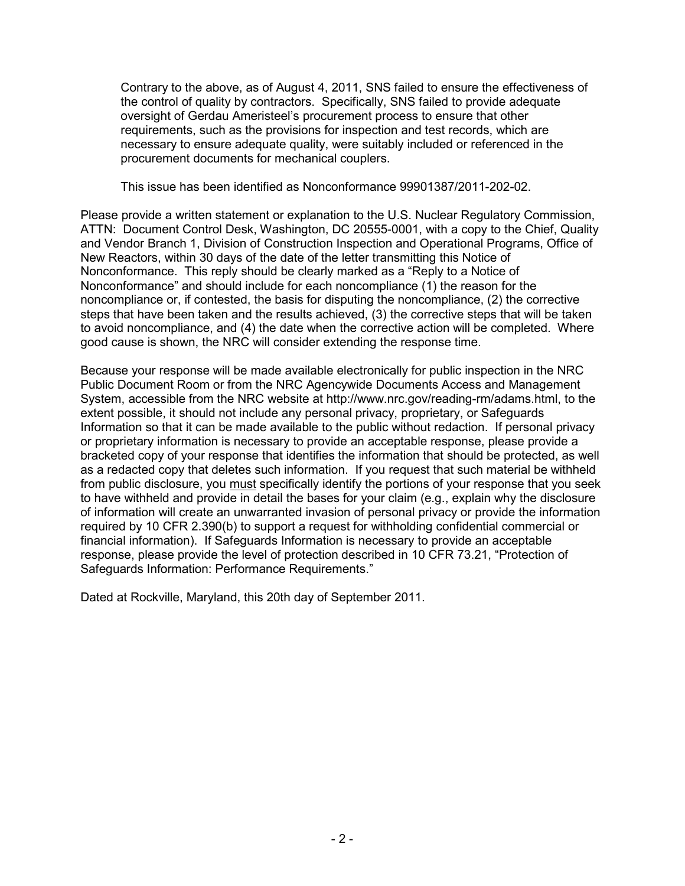Contrary to the above, as of August 4, 2011, SNS failed to ensure the effectiveness of the control of quality by contractors. Specifically, SNS failed to provide adequate oversight of Gerdau Ameristeel's procurement process to ensure that other requirements, such as the provisions for inspection and test records, which are necessary to ensure adequate quality, were suitably included or referenced in the procurement documents for mechanical couplers.

This issue has been identified as Nonconformance 99901387/2011-202-02.

Please provide a written statement or explanation to the U.S. Nuclear Regulatory Commission, ATTN: Document Control Desk, Washington, DC 20555-0001, with a copy to the Chief, Quality and Vendor Branch 1, Division of Construction Inspection and Operational Programs, Office of New Reactors, within 30 days of the date of the letter transmitting this Notice of Nonconformance. This reply should be clearly marked as a "Reply to a Notice of Nonconformance" and should include for each noncompliance (1) the reason for the noncompliance or, if contested, the basis for disputing the noncompliance, (2) the corrective steps that have been taken and the results achieved, (3) the corrective steps that will be taken to avoid noncompliance, and (4) the date when the corrective action will be completed. Where good cause is shown, the NRC will consider extending the response time.

Because your response will be made available electronically for public inspection in the NRC Public Document Room or from the NRC Agencywide Documents Access and Management System, accessible from the NRC website at http://www.nrc.gov/reading-rm/adams.html, to the extent possible, it should not include any personal privacy, proprietary, or Safeguards Information so that it can be made available to the public without redaction. If personal privacy or proprietary information is necessary to provide an acceptable response, please provide a bracketed copy of your response that identifies the information that should be protected, as well as a redacted copy that deletes such information. If you request that such material be withheld from public disclosure, you <u>must</u> specifically identify the portions of your response that you seek to have withheld and provide in detail the bases for your claim (e.g., explain why the disclosure of information will create an unwarranted invasion of personal privacy or provide the information required by 10 CFR 2.390(b) to support a request for withholding confidential commercial or financial information). If Safeguards Information is necessary to provide an acceptable response, please provide the level of protection described in 10 CFR 73.21, "Protection of Safeguards Information: Performance Requirements."

Dated at Rockville, Maryland, this 20th day of September 2011.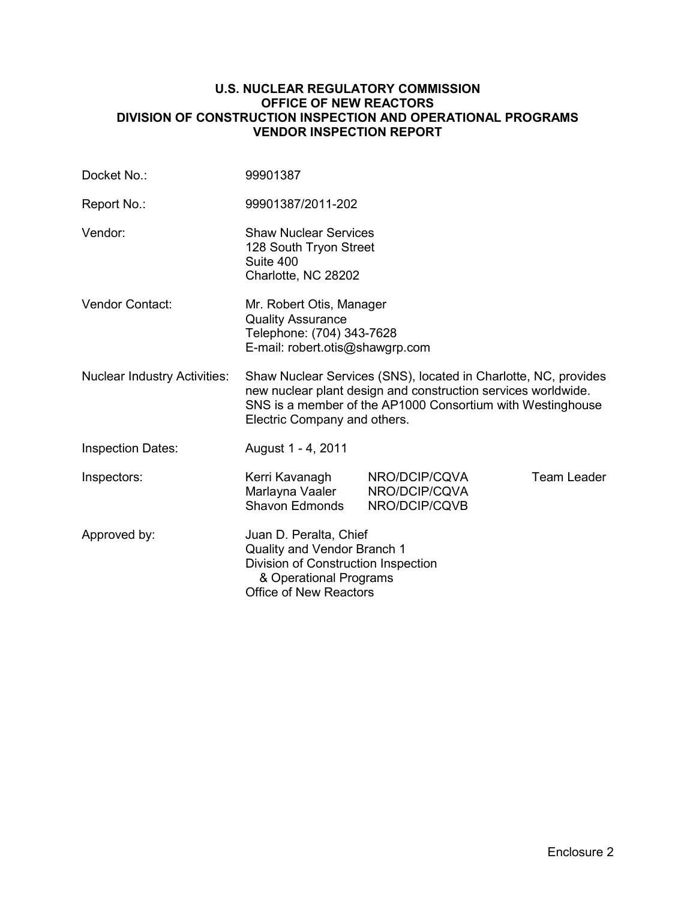**U.S. NUCLEAR REGULATORY COMMISSION**
**OFFICE OF NEW REACTORS**
**DIVISION OF CONSTRUCTION INSPECTION AND OPERATIONAL PROGRAMS**
**VENDOR INSPECTION REPORT**

| | |
|---|---|
| Docket No.: | 99901387 |
| Report No.: | 99901387/2011-202 |
| Vendor: | Shaw Nuclear Services<br>128 South Tryon Street<br>Suite 400<br>Charlotte, NC 28202 |
| Vendor Contact: | Mr. Robert Otis, Manager<br>Quality Assurance<br>Telephone: (704) 343-7628<br>E-mail: robert.otis@shawgrp.com |
| Nuclear Industry Activities: | Shaw Nuclear Services (SNS), located in Charlotte, NC, provides new nuclear plant design and construction services worldwide. SNS is a member of the AP1000 Consortium with Westinghouse Electric Company and others. |
| Inspection Dates: | August 1 - 4, 2011 |

| | | | |
|---|---|---|---|
| Inspectors: | Kerri Kavanagh | NRO/DCIP/CQVA | Team Leader |
| | Marlayna Vaaler | NRO/DCIP/CQVA | |
| | Shavon Edmonds | NRO/DCIP/CQVB | |

| | |
|---|---|
| Approved by: | Juan D. Peralta, Chief<br>Quality and Vendor Branch 1<br>Division of Construction Inspection<br>& Operational Programs<br>Office of New Reactors |

Enclosure 2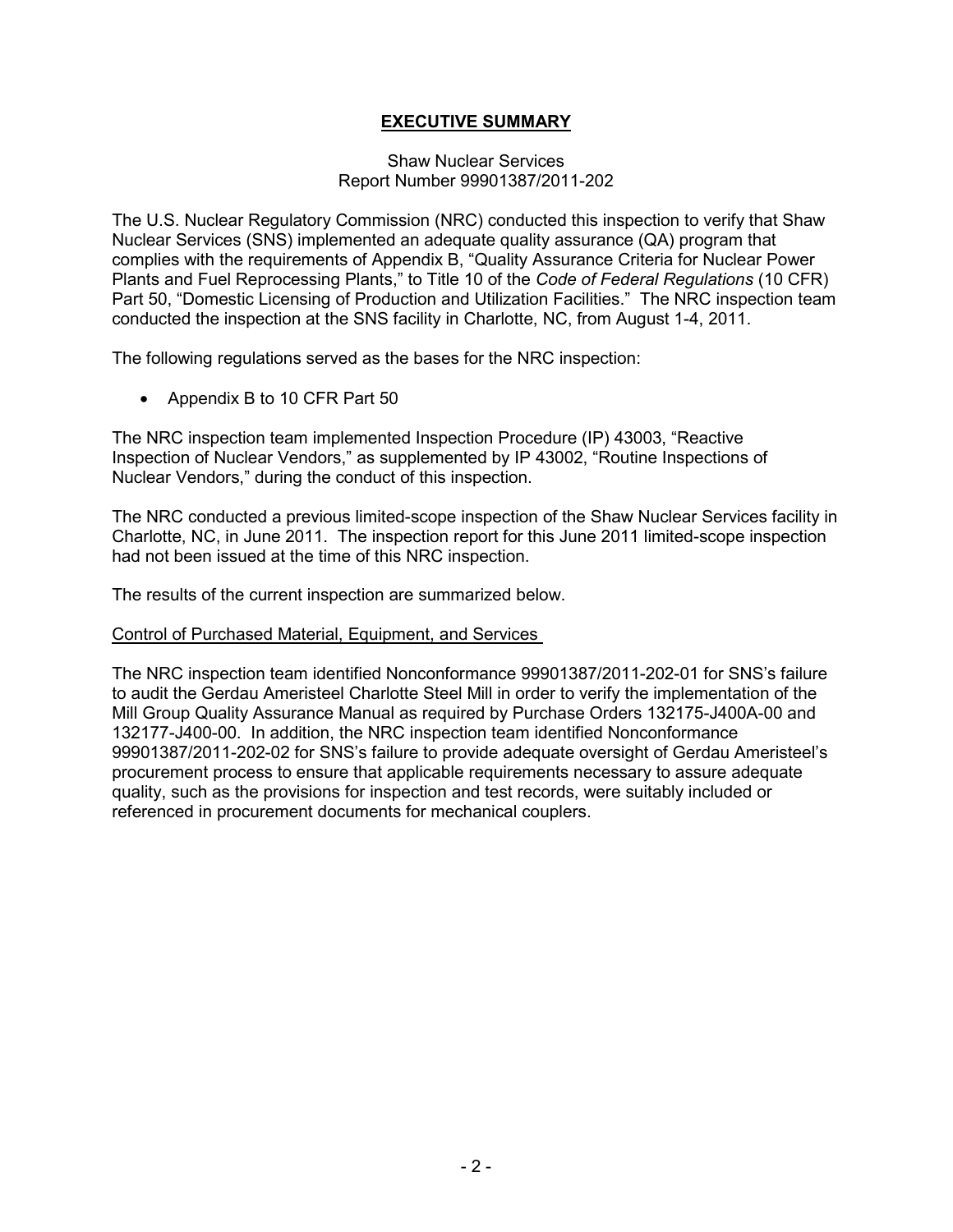# EXECUTIVE SUMMARY

Shaw Nuclear Services
Report Number 99901387/2011-202

The U.S. Nuclear Regulatory Commission (NRC) conducted this inspection to verify that Shaw Nuclear Services (SNS) implemented an adequate quality assurance (QA) program that complies with the requirements of Appendix B, "Quality Assurance Criteria for Nuclear Power Plants and Fuel Reprocessing Plants," to Title 10 of the *Code of Federal Regulations* (10 CFR) Part 50, "Domestic Licensing of Production and Utilization Facilities." The NRC inspection team conducted the inspection at the SNS facility in Charlotte, NC, from August 1-4, 2011.

The following regulations served as the bases for the NRC inspection:

- Appendix B to 10 CFR Part 50

The NRC inspection team implemented Inspection Procedure (IP) 43003, "Reactive Inspection of Nuclear Vendors," as supplemented by IP 43002, "Routine Inspections of Nuclear Vendors," during the conduct of this inspection.

The NRC conducted a previous limited-scope inspection of the Shaw Nuclear Services facility in Charlotte, NC, in June 2011. The inspection report for this June 2011 limited-scope inspection had not been issued at the time of this NRC inspection.

The results of the current inspection are summarized below.

Control of Purchased Material, Equipment, and Services

The NRC inspection team identified Nonconformance 99901387/2011-202-01 for SNS's failure to audit the Gerdau Ameristeel Charlotte Steel Mill in order to verify the implementation of the Mill Group Quality Assurance Manual as required by Purchase Orders 132175-J400A-00 and 132177-J400-00. In addition, the NRC inspection team identified Nonconformance 99901387/2011-202-02 for SNS's failure to provide adequate oversight of Gerdau Ameristeel's procurement process to ensure that applicable requirements necessary to assure adequate quality, such as the provisions for inspection and test records, were suitably included or referenced in procurement documents for mechanical couplers.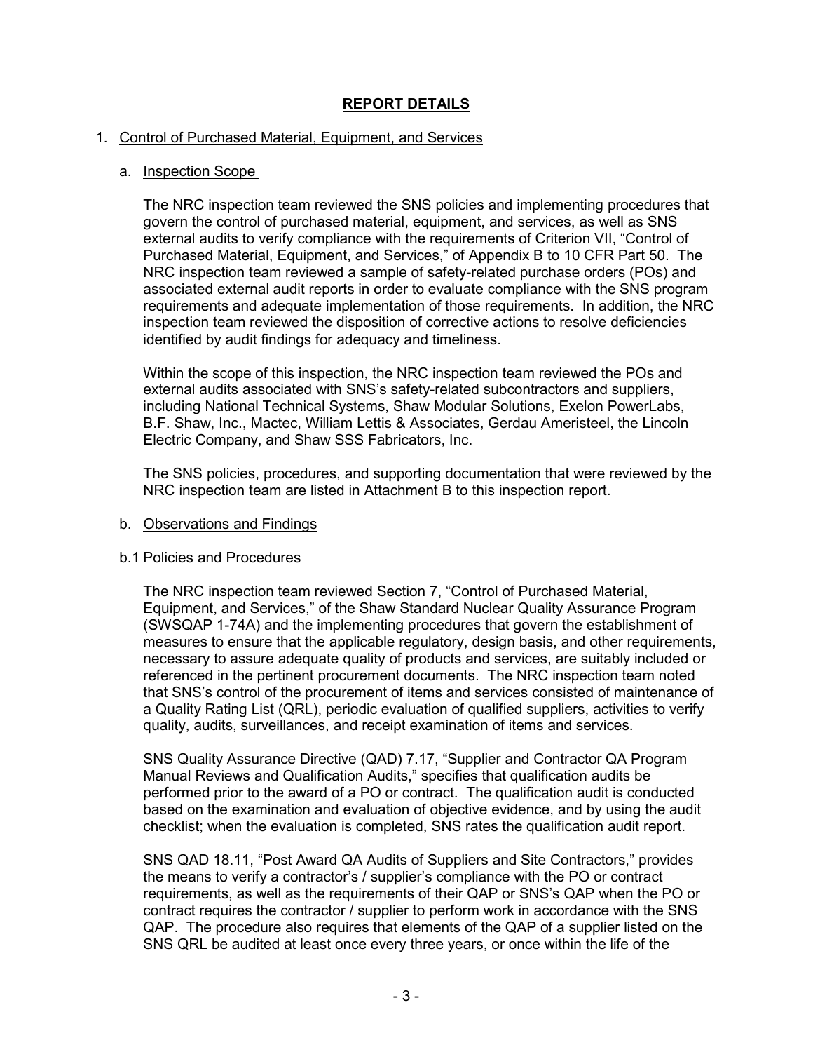# REPORT DETAILS

1. Control of Purchased Material, Equipment, and Services

   a. Inspection Scope

   The NRC inspection team reviewed the SNS policies and implementing procedures that govern the control of purchased material, equipment, and services, as well as SNS external audits to verify compliance with the requirements of Criterion VII, "Control of Purchased Material, Equipment, and Services," of Appendix B to 10 CFR Part 50. The NRC inspection team reviewed a sample of safety-related purchase orders (POs) and associated external audit reports in order to evaluate compliance with the SNS program requirements and adequate implementation of those requirements. In addition, the NRC inspection team reviewed the disposition of corrective actions to resolve deficiencies identified by audit findings for adequacy and timeliness.

   Within the scope of this inspection, the NRC inspection team reviewed the POs and external audits associated with SNS's safety-related subcontractors and suppliers, including National Technical Systems, Shaw Modular Solutions, Exelon PowerLabs, B.F. Shaw, Inc., Mactec, William Lettis & Associates, Gerdau Ameristeel, the Lincoln Electric Company, and Shaw SSS Fabricators, Inc.

   The SNS policies, procedures, and supporting documentation that were reviewed by the NRC inspection team are listed in Attachment B to this inspection report.

   b. Observations and Findings

   b.1 Policies and Procedures

   The NRC inspection team reviewed Section 7, "Control of Purchased Material, Equipment, and Services," of the Shaw Standard Nuclear Quality Assurance Program (SWSQAP 1-74A) and the implementing procedures that govern the establishment of measures to ensure that the applicable regulatory, design basis, and other requirements, necessary to assure adequate quality of products and services, are suitably included or referenced in the pertinent procurement documents. The NRC inspection team noted that SNS's control of the procurement of items and services consisted of maintenance of a Quality Rating List (QRL), periodic evaluation of qualified suppliers, activities to verify quality, audits, surveillances, and receipt examination of items and services.

   SNS Quality Assurance Directive (QAD) 7.17, "Supplier and Contractor QA Program Manual Reviews and Qualification Audits," specifies that qualification audits be performed prior to the award of a PO or contract. The qualification audit is conducted based on the examination and evaluation of objective evidence, and by using the audit checklist; when the evaluation is completed, SNS rates the qualification audit report.

   SNS QAD 18.11, "Post Award QA Audits of Suppliers and Site Contractors," provides the means to verify a contractor's / supplier's compliance with the PO or contract requirements, as well as the requirements of their QAP or SNS's QAP when the PO or contract requires the contractor / supplier to perform work in accordance with the SNS QAP. The procedure also requires that elements of the QAP of a supplier listed on the SNS QRL be audited at least once every three years, or once within the life of the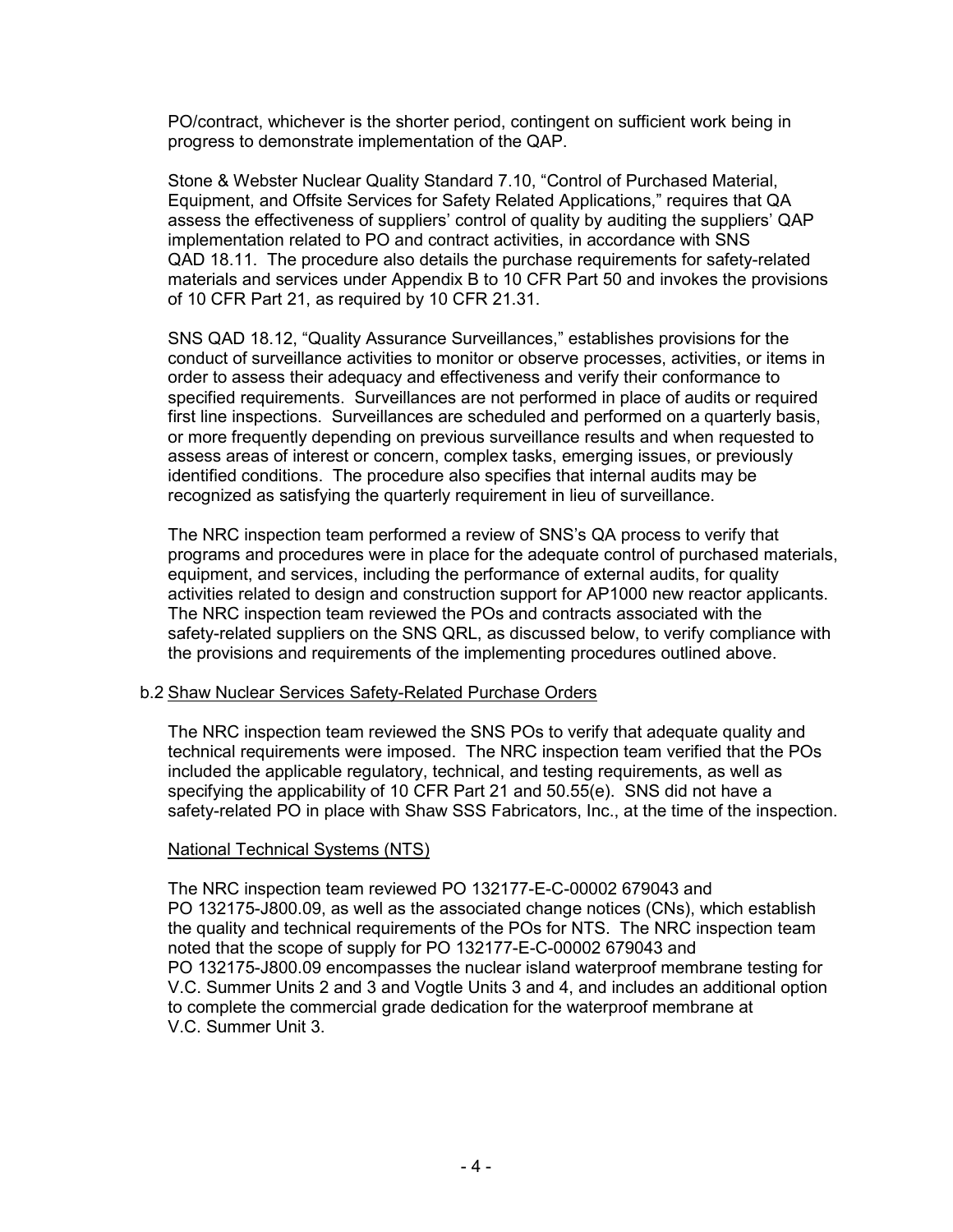PO/contract, whichever is the shorter period, contingent on sufficient work being in progress to demonstrate implementation of the QAP.

Stone & Webster Nuclear Quality Standard 7.10, "Control of Purchased Material, Equipment, and Offsite Services for Safety Related Applications," requires that QA assess the effectiveness of suppliers' control of quality by auditing the suppliers' QAP implementation related to PO and contract activities, in accordance with SNS QAD 18.11. The procedure also details the purchase requirements for safety-related materials and services under Appendix B to 10 CFR Part 50 and invokes the provisions of 10 CFR Part 21, as required by 10 CFR 21.31.

SNS QAD 18.12, "Quality Assurance Surveillances," establishes provisions for the conduct of surveillance activities to monitor or observe processes, activities, or items in order to assess their adequacy and effectiveness and verify their conformance to specified requirements. Surveillances are not performed in place of audits or required first line inspections. Surveillances are scheduled and performed on a quarterly basis, or more frequently depending on previous surveillance results and when requested to assess areas of interest or concern, complex tasks, emerging issues, or previously identified conditions. The procedure also specifies that internal audits may be recognized as satisfying the quarterly requirement in lieu of surveillance.

The NRC inspection team performed a review of SNS's QA process to verify that programs and procedures were in place for the adequate control of purchased materials, equipment, and services, including the performance of external audits, for quality activities related to design and construction support for AP1000 new reactor applicants. The NRC inspection team reviewed the POs and contracts associated with the safety-related suppliers on the SNS QRL, as discussed below, to verify compliance with the provisions and requirements of the implementing procedures outlined above.

b.2 Shaw Nuclear Services Safety-Related Purchase Orders

The NRC inspection team reviewed the SNS POs to verify that adequate quality and technical requirements were imposed. The NRC inspection team verified that the POs included the applicable regulatory, technical, and testing requirements, as well as specifying the applicability of 10 CFR Part 21 and 50.55(e). SNS did not have a safety-related PO in place with Shaw SSS Fabricators, Inc., at the time of the inspection.

National Technical Systems (NTS)

The NRC inspection team reviewed PO 132177-E-C-00002 679043 and PO 132175-J800.09, as well as the associated change notices (CNs), which establish the quality and technical requirements of the POs for NTS. The NRC inspection team noted that the scope of supply for PO 132177-E-C-00002 679043 and PO 132175-J800.09 encompasses the nuclear island waterproof membrane testing for V.C. Summer Units 2 and 3 and Vogtle Units 3 and 4, and includes an additional option to complete the commercial grade dedication for the waterproof membrane at V.C. Summer Unit 3.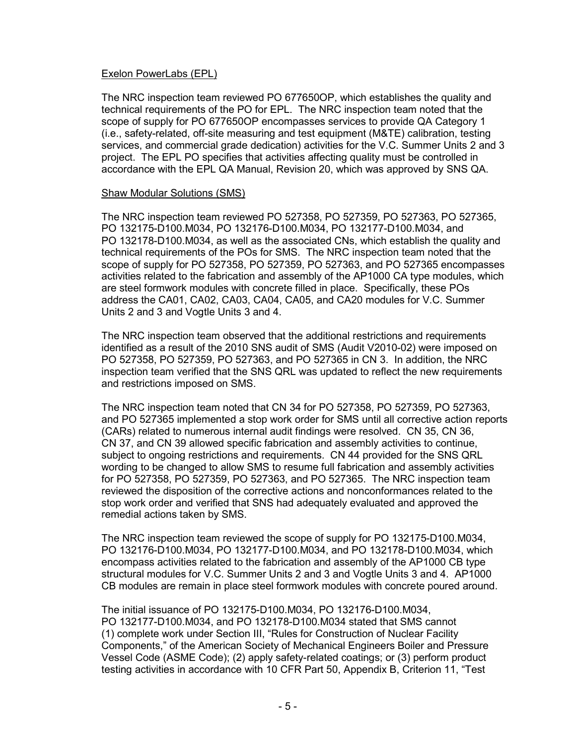Exelon PowerLabs (EPL)

The NRC inspection team reviewed PO 677650OP, which establishes the quality and technical requirements of the PO for EPL. The NRC inspection team noted that the scope of supply for PO 677650OP encompasses services to provide QA Category 1 (i.e., safety-related, off-site measuring and test equipment (M&TE) calibration, testing services, and commercial grade dedication) activities for the V.C. Summer Units 2 and 3 project. The EPL PO specifies that activities affecting quality must be controlled in accordance with the EPL QA Manual, Revision 20, which was approved by SNS QA.

Shaw Modular Solutions (SMS)

The NRC inspection team reviewed PO 527358, PO 527359, PO 527363, PO 527365, PO 132175-D100.M034, PO 132176-D100.M034, PO 132177-D100.M034, and PO 132178-D100.M034, as well as the associated CNs, which establish the quality and technical requirements of the POs for SMS. The NRC inspection team noted that the scope of supply for PO 527358, PO 527359, PO 527363, and PO 527365 encompasses activities related to the fabrication and assembly of the AP1000 CA type modules, which are steel formwork modules with concrete filled in place. Specifically, these POs address the CA01, CA02, CA03, CA04, CA05, and CA20 modules for V.C. Summer Units 2 and 3 and Vogtle Units 3 and 4.

The NRC inspection team observed that the additional restrictions and requirements identified as a result of the 2010 SNS audit of SMS (Audit V2010-02) were imposed on PO 527358, PO 527359, PO 527363, and PO 527365 in CN 3. In addition, the NRC inspection team verified that the SNS QRL was updated to reflect the new requirements and restrictions imposed on SMS.

The NRC inspection team noted that CN 34 for PO 527358, PO 527359, PO 527363, and PO 527365 implemented a stop work order for SMS until all corrective action reports (CARs) related to numerous internal audit findings were resolved. CN 35, CN 36, CN 37, and CN 39 allowed specific fabrication and assembly activities to continue, subject to ongoing restrictions and requirements. CN 44 provided for the SNS QRL wording to be changed to allow SMS to resume full fabrication and assembly activities for PO 527358, PO 527359, PO 527363, and PO 527365. The NRC inspection team reviewed the disposition of the corrective actions and nonconformances related to the stop work order and verified that SNS had adequately evaluated and approved the remedial actions taken by SMS.

The NRC inspection team reviewed the scope of supply for PO 132175-D100.M034, PO 132176-D100.M034, PO 132177-D100.M034, and PO 132178-D100.M034, which encompass activities related to the fabrication and assembly of the AP1000 CB type structural modules for V.C. Summer Units 2 and 3 and Vogtle Units 3 and 4. AP1000 CB modules are remain in place steel formwork modules with concrete poured around.

The initial issuance of PO 132175-D100.M034, PO 132176-D100.M034, PO 132177-D100.M034, and PO 132178-D100.M034 stated that SMS cannot (1) complete work under Section III, "Rules for Construction of Nuclear Facility Components," of the American Society of Mechanical Engineers Boiler and Pressure Vessel Code (ASME Code); (2) apply safety-related coatings; or (3) perform product testing activities in accordance with 10 CFR Part 50, Appendix B, Criterion 11, "Test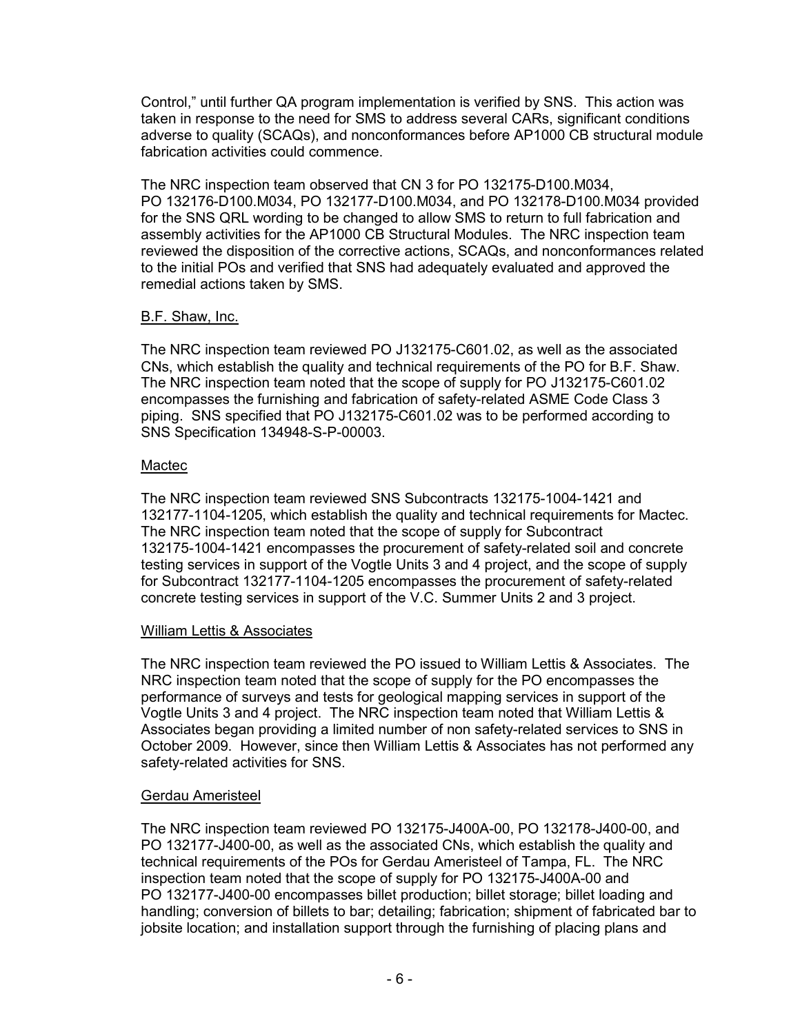Control," until further QA program implementation is verified by SNS. This action was taken in response to the need for SMS to address several CARs, significant conditions adverse to quality (SCAQs), and nonconformances before AP1000 CB structural module fabrication activities could commence.

The NRC inspection team observed that CN 3 for PO 132175-D100.M034, PO 132176-D100.M034, PO 132177-D100.M034, and PO 132178-D100.M034 provided for the SNS QRL wording to be changed to allow SMS to return to full fabrication and assembly activities for the AP1000 CB Structural Modules. The NRC inspection team reviewed the disposition of the corrective actions, SCAQs, and nonconformances related to the initial POs and verified that SNS had adequately evaluated and approved the remedial actions taken by SMS.

B.F. Shaw, Inc.

The NRC inspection team reviewed PO J132175-C601.02, as well as the associated CNs, which establish the quality and technical requirements of the PO for B.F. Shaw. The NRC inspection team noted that the scope of supply for PO J132175-C601.02 encompasses the furnishing and fabrication of safety-related ASME Code Class 3 piping. SNS specified that PO J132175-C601.02 was to be performed according to SNS Specification 134948-S-P-00003.

Mactec

The NRC inspection team reviewed SNS Subcontracts 132175-1004-1421 and 132177-1104-1205, which establish the quality and technical requirements for Mactec. The NRC inspection team noted that the scope of supply for Subcontract 132175-1004-1421 encompasses the procurement of safety-related soil and concrete testing services in support of the Vogtle Units 3 and 4 project, and the scope of supply for Subcontract 132177-1104-1205 encompasses the procurement of safety-related concrete testing services in support of the V.C. Summer Units 2 and 3 project.

William Lettis & Associates

The NRC inspection team reviewed the PO issued to William Lettis & Associates. The NRC inspection team noted that the scope of supply for the PO encompasses the performance of surveys and tests for geological mapping services in support of the Vogtle Units 3 and 4 project. The NRC inspection team noted that William Lettis & Associates began providing a limited number of non safety-related services to SNS in October 2009. However, since then William Lettis & Associates has not performed any safety-related activities for SNS.

Gerdau Ameristeel

The NRC inspection team reviewed PO 132175-J400A-00, PO 132178-J400-00, and PO 132177-J400-00, as well as the associated CNs, which establish the quality and technical requirements of the POs for Gerdau Ameristeel of Tampa, FL. The NRC inspection team noted that the scope of supply for PO 132175-J400A-00 and PO 132177-J400-00 encompasses billet production; billet storage; billet loading and handling; conversion of billets to bar; detailing; fabrication; shipment of fabricated bar to jobsite location; and installation support through the furnishing of placing plans and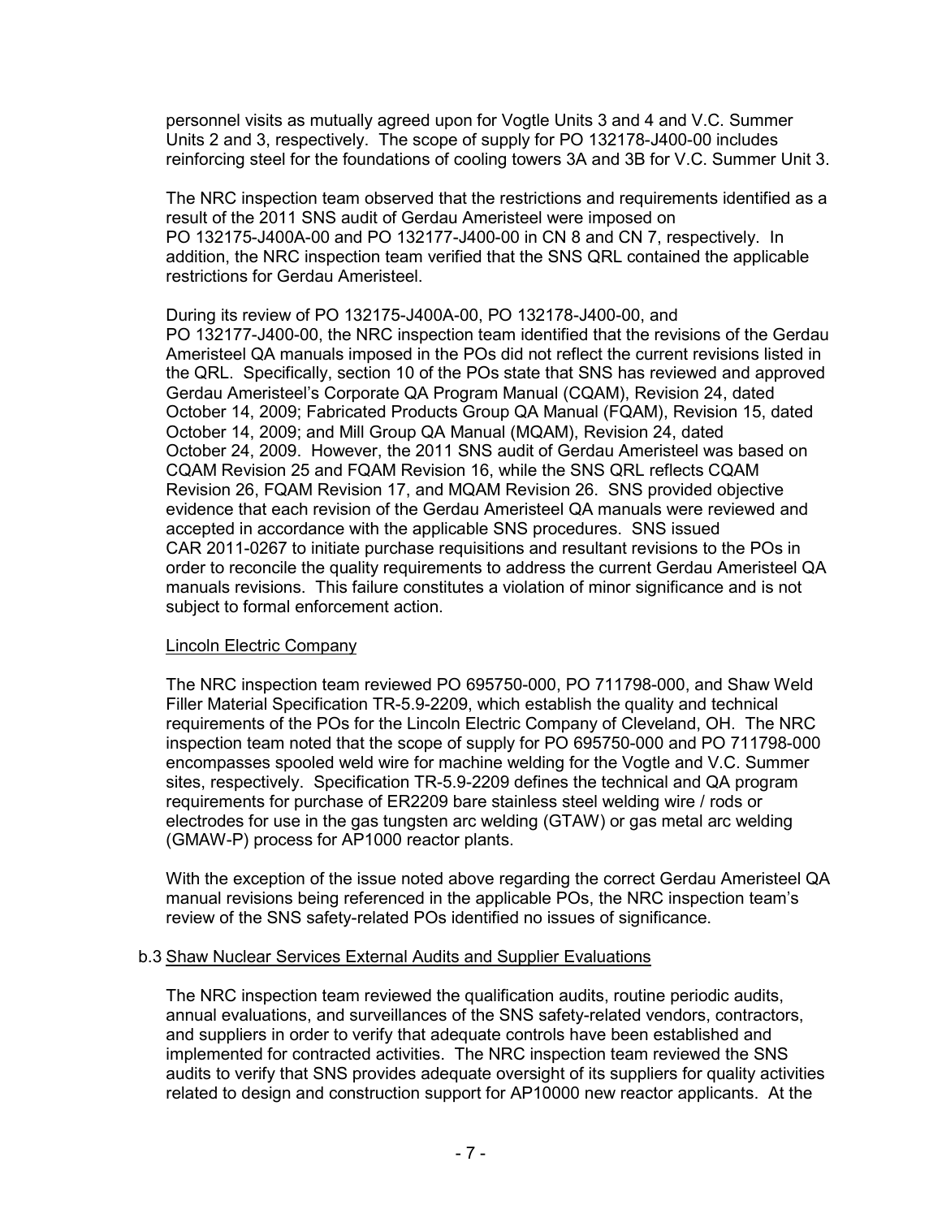personnel visits as mutually agreed upon for Vogtle Units 3 and 4 and V.C. Summer Units 2 and 3, respectively. The scope of supply for PO 132178-J400-00 includes reinforcing steel for the foundations of cooling towers 3A and 3B for V.C. Summer Unit 3.

The NRC inspection team observed that the restrictions and requirements identified as a result of the 2011 SNS audit of Gerdau Ameristeel were imposed on PO 132175-J400A-00 and PO 132177-J400-00 in CN 8 and CN 7, respectively. In addition, the NRC inspection team verified that the SNS QRL contained the applicable restrictions for Gerdau Ameristeel.

During its review of PO 132175-J400A-00, PO 132178-J400-00, and PO 132177-J400-00, the NRC inspection team identified that the revisions of the Gerdau Ameristeel QA manuals imposed in the POs did not reflect the current revisions listed in the QRL. Specifically, section 10 of the POs state that SNS has reviewed and approved Gerdau Ameristeel's Corporate QA Program Manual (CQAM), Revision 24, dated October 14, 2009; Fabricated Products Group QA Manual (FQAM), Revision 15, dated October 14, 2009; and Mill Group QA Manual (MQAM), Revision 24, dated October 24, 2009. However, the 2011 SNS audit of Gerdau Ameristeel was based on CQAM Revision 25 and FQAM Revision 16, while the SNS QRL reflects CQAM Revision 26, FQAM Revision 17, and MQAM Revision 26. SNS provided objective evidence that each revision of the Gerdau Ameristeel QA manuals were reviewed and accepted in accordance with the applicable SNS procedures. SNS issued CAR 2011-0267 to initiate purchase requisitions and resultant revisions to the POs in order to reconcile the quality requirements to address the current Gerdau Ameristeel QA manuals revisions. This failure constitutes a violation of minor significance and is not subject to formal enforcement action.

Lincoln Electric Company

The NRC inspection team reviewed PO 695750-000, PO 711798-000, and Shaw Weld Filler Material Specification TR-5.9-2209, which establish the quality and technical requirements of the POs for the Lincoln Electric Company of Cleveland, OH. The NRC inspection team noted that the scope of supply for PO 695750-000 and PO 711798-000 encompasses spooled weld wire for machine welding for the Vogtle and V.C. Summer sites, respectively. Specification TR-5.9-2209 defines the technical and QA program requirements for purchase of ER2209 bare stainless steel welding wire / rods or electrodes for use in the gas tungsten arc welding (GTAW) or gas metal arc welding (GMAW-P) process for AP1000 reactor plants.

With the exception of the issue noted above regarding the correct Gerdau Ameristeel QA manual revisions being referenced in the applicable POs, the NRC inspection team's review of the SNS safety-related POs identified no issues of significance.

b.3 Shaw Nuclear Services External Audits and Supplier Evaluations

The NRC inspection team reviewed the qualification audits, routine periodic audits, annual evaluations, and surveillances of the SNS safety-related vendors, contractors, and suppliers in order to verify that adequate controls have been established and implemented for contracted activities. The NRC inspection team reviewed the SNS audits to verify that SNS provides adequate oversight of its suppliers for quality activities related to design and construction support for AP10000 new reactor applicants. At the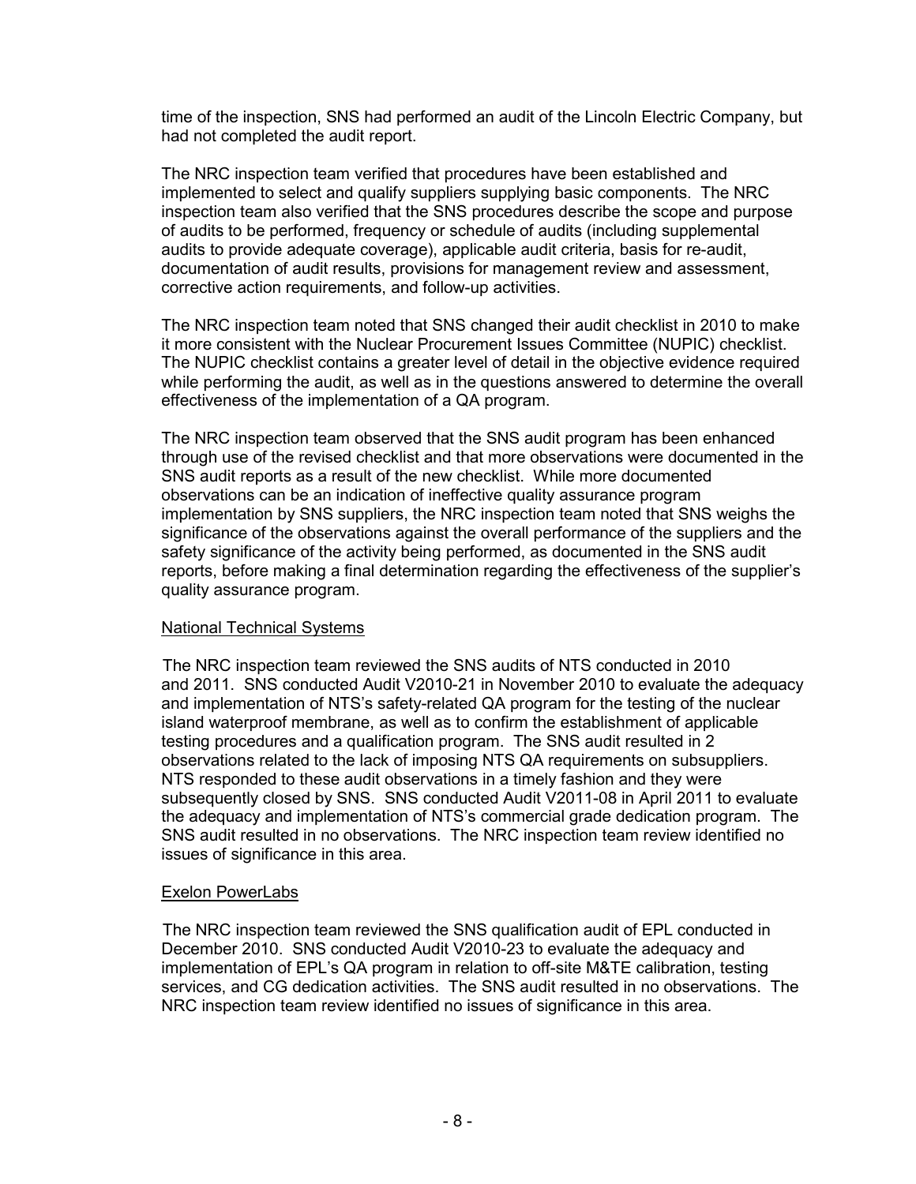time of the inspection, SNS had performed an audit of the Lincoln Electric Company, but had not completed the audit report.

The NRC inspection team verified that procedures have been established and implemented to select and qualify suppliers supplying basic components. The NRC inspection team also verified that the SNS procedures describe the scope and purpose of audits to be performed, frequency or schedule of audits (including supplemental audits to provide adequate coverage), applicable audit criteria, basis for re-audit, documentation of audit results, provisions for management review and assessment, corrective action requirements, and follow-up activities.

The NRC inspection team noted that SNS changed their audit checklist in 2010 to make it more consistent with the Nuclear Procurement Issues Committee (NUPIC) checklist. The NUPIC checklist contains a greater level of detail in the objective evidence required while performing the audit, as well as in the questions answered to determine the overall effectiveness of the implementation of a QA program.

The NRC inspection team observed that the SNS audit program has been enhanced through use of the revised checklist and that more observations were documented in the SNS audit reports as a result of the new checklist. While more documented observations can be an indication of ineffective quality assurance program implementation by SNS suppliers, the NRC inspection team noted that SNS weighs the significance of the observations against the overall performance of the suppliers and the safety significance of the activity being performed, as documented in the SNS audit reports, before making a final determination regarding the effectiveness of the supplier's quality assurance program.

National Technical Systems

The NRC inspection team reviewed the SNS audits of NTS conducted in 2010 and 2011. SNS conducted Audit V2010-21 in November 2010 to evaluate the adequacy and implementation of NTS's safety-related QA program for the testing of the nuclear island waterproof membrane, as well as to confirm the establishment of applicable testing procedures and a qualification program. The SNS audit resulted in 2 observations related to the lack of imposing NTS QA requirements on subsuppliers. NTS responded to these audit observations in a timely fashion and they were subsequently closed by SNS. SNS conducted Audit V2011-08 in April 2011 to evaluate the adequacy and implementation of NTS's commercial grade dedication program. The SNS audit resulted in no observations. The NRC inspection team review identified no issues of significance in this area.

Exelon PowerLabs

The NRC inspection team reviewed the SNS qualification audit of EPL conducted in December 2010. SNS conducted Audit V2010-23 to evaluate the adequacy and implementation of EPL's QA program in relation to off-site M&TE calibration, testing services, and CG dedication activities. The SNS audit resulted in no observations. The NRC inspection team review identified no issues of significance in this area.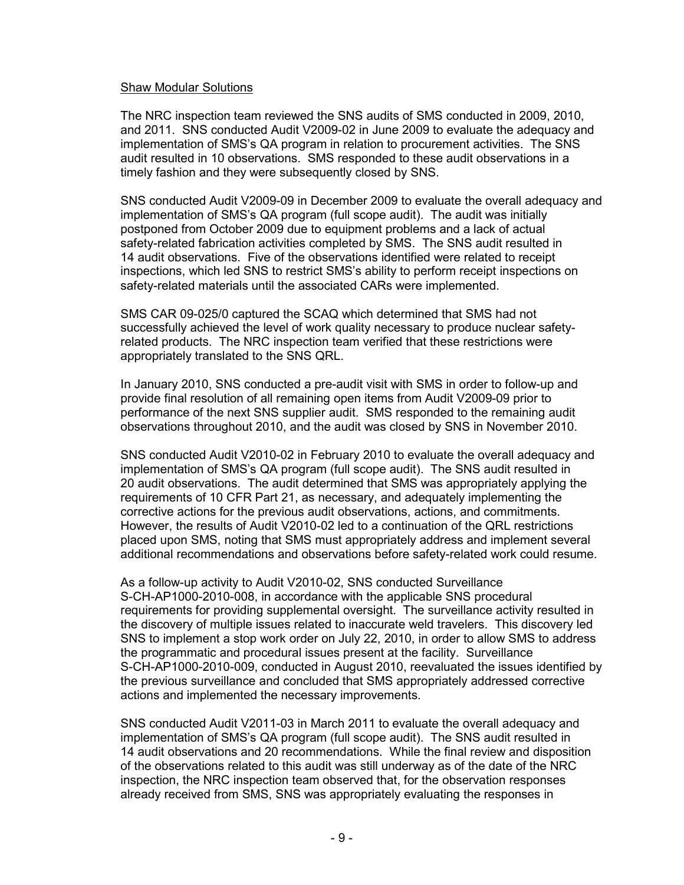Shaw Modular Solutions

The NRC inspection team reviewed the SNS audits of SMS conducted in 2009, 2010, and 2011. SNS conducted Audit V2009-02 in June 2009 to evaluate the adequacy and implementation of SMS's QA program in relation to procurement activities. The SNS audit resulted in 10 observations. SMS responded to these audit observations in a timely fashion and they were subsequently closed by SNS.

SNS conducted Audit V2009-09 in December 2009 to evaluate the overall adequacy and implementation of SMS's QA program (full scope audit). The audit was initially postponed from October 2009 due to equipment problems and a lack of actual safety-related fabrication activities completed by SMS. The SNS audit resulted in 14 audit observations. Five of the observations identified were related to receipt inspections, which led SNS to restrict SMS's ability to perform receipt inspections on safety-related materials until the associated CARs were implemented.

SMS CAR 09-025/0 captured the SCAQ which determined that SMS had not successfully achieved the level of work quality necessary to produce nuclear safety-related products. The NRC inspection team verified that these restrictions were appropriately translated to the SNS QRL.

In January 2010, SNS conducted a pre-audit visit with SMS in order to follow-up and provide final resolution of all remaining open items from Audit V2009-09 prior to performance of the next SNS supplier audit. SMS responded to the remaining audit observations throughout 2010, and the audit was closed by SNS in November 2010.

SNS conducted Audit V2010-02 in February 2010 to evaluate the overall adequacy and implementation of SMS's QA program (full scope audit). The SNS audit resulted in 20 audit observations. The audit determined that SMS was appropriately applying the requirements of 10 CFR Part 21, as necessary, and adequately implementing the corrective actions for the previous audit observations, actions, and commitments. However, the results of Audit V2010-02 led to a continuation of the QRL restrictions placed upon SMS, noting that SMS must appropriately address and implement several additional recommendations and observations before safety-related work could resume.

As a follow-up activity to Audit V2010-02, SNS conducted Surveillance S-CH-AP1000-2010-008, in accordance with the applicable SNS procedural requirements for providing supplemental oversight. The surveillance activity resulted in the discovery of multiple issues related to inaccurate weld travelers. This discovery led SNS to implement a stop work order on July 22, 2010, in order to allow SMS to address the programmatic and procedural issues present at the facility. Surveillance S-CH-AP1000-2010-009, conducted in August 2010, reevaluated the issues identified by the previous surveillance and concluded that SMS appropriately addressed corrective actions and implemented the necessary improvements.

SNS conducted Audit V2011-03 in March 2011 to evaluate the overall adequacy and implementation of SMS's QA program (full scope audit). The SNS audit resulted in 14 audit observations and 20 recommendations. While the final review and disposition of the observations related to this audit was still underway as of the date of the NRC inspection, the NRC inspection team observed that, for the observation responses already received from SMS, SNS was appropriately evaluating the responses in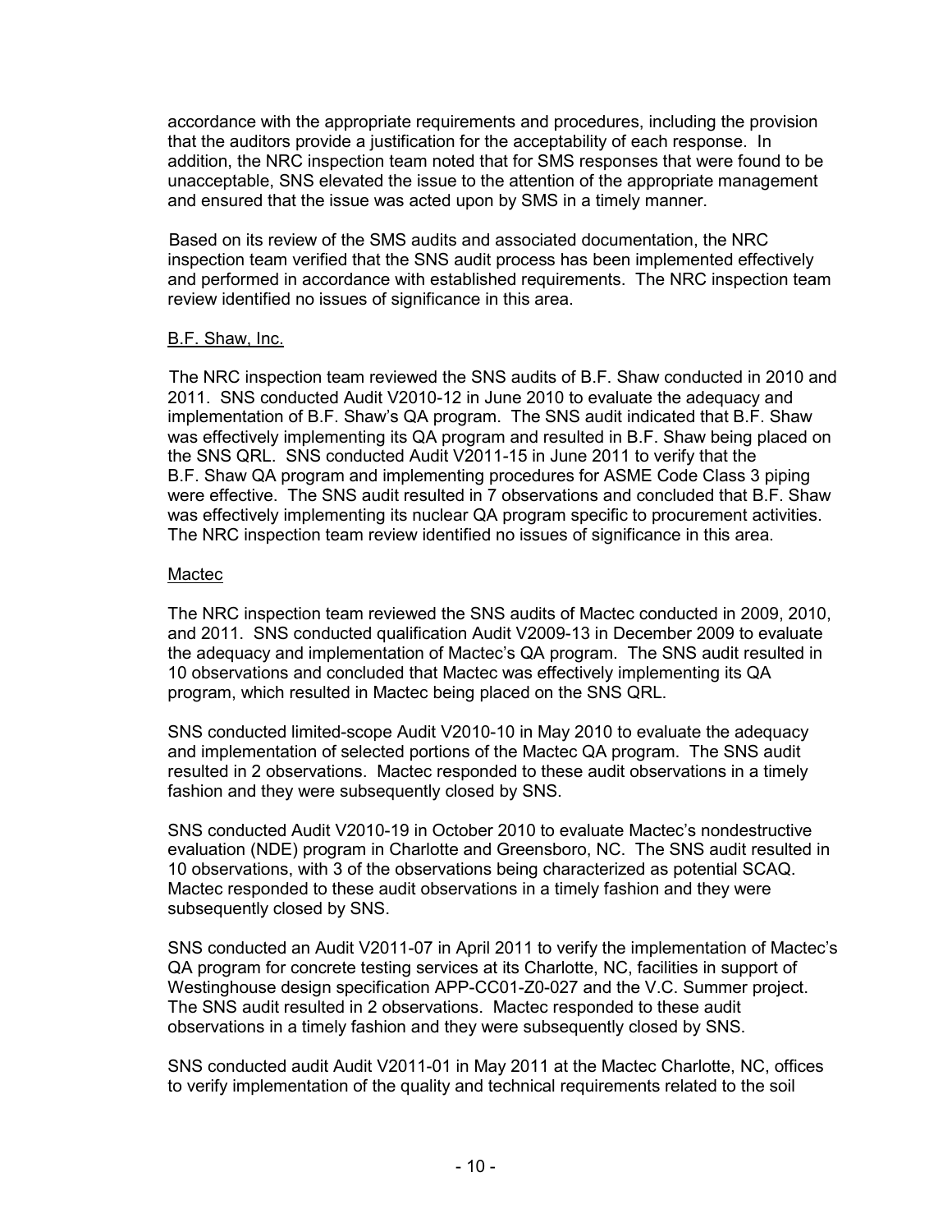accordance with the appropriate requirements and procedures, including the provision that the auditors provide a justification for the acceptability of each response. In addition, the NRC inspection team noted that for SMS responses that were found to be unacceptable, SNS elevated the issue to the attention of the appropriate management and ensured that the issue was acted upon by SMS in a timely manner.

Based on its review of the SMS audits and associated documentation, the NRC inspection team verified that the SNS audit process has been implemented effectively and performed in accordance with established requirements. The NRC inspection team review identified no issues of significance in this area.

B.F. Shaw, Inc.

The NRC inspection team reviewed the SNS audits of B.F. Shaw conducted in 2010 and 2011. SNS conducted Audit V2010-12 in June 2010 to evaluate the adequacy and implementation of B.F. Shaw's QA program. The SNS audit indicated that B.F. Shaw was effectively implementing its QA program and resulted in B.F. Shaw being placed on the SNS QRL. SNS conducted Audit V2011-15 in June 2011 to verify that the B.F. Shaw QA program and implementing procedures for ASME Code Class 3 piping were effective. The SNS audit resulted in 7 observations and concluded that B.F. Shaw was effectively implementing its nuclear QA program specific to procurement activities. The NRC inspection team review identified no issues of significance in this area.

Mactec

The NRC inspection team reviewed the SNS audits of Mactec conducted in 2009, 2010, and 2011. SNS conducted qualification Audit V2009-13 in December 2009 to evaluate the adequacy and implementation of Mactec's QA program. The SNS audit resulted in 10 observations and concluded that Mactec was effectively implementing its QA program, which resulted in Mactec being placed on the SNS QRL.

SNS conducted limited-scope Audit V2010-10 in May 2010 to evaluate the adequacy and implementation of selected portions of the Mactec QA program. The SNS audit resulted in 2 observations. Mactec responded to these audit observations in a timely fashion and they were subsequently closed by SNS.

SNS conducted Audit V2010-19 in October 2010 to evaluate Mactec's nondestructive evaluation (NDE) program in Charlotte and Greensboro, NC. The SNS audit resulted in 10 observations, with 3 of the observations being characterized as potential SCAQ. Mactec responded to these audit observations in a timely fashion and they were subsequently closed by SNS.

SNS conducted an Audit V2011-07 in April 2011 to verify the implementation of Mactec's QA program for concrete testing services at its Charlotte, NC, facilities in support of Westinghouse design specification APP-CC01-Z0-027 and the V.C. Summer project. The SNS audit resulted in 2 observations. Mactec responded to these audit observations in a timely fashion and they were subsequently closed by SNS.

SNS conducted audit Audit V2011-01 in May 2011 at the Mactec Charlotte, NC, offices to verify implementation of the quality and technical requirements related to the soil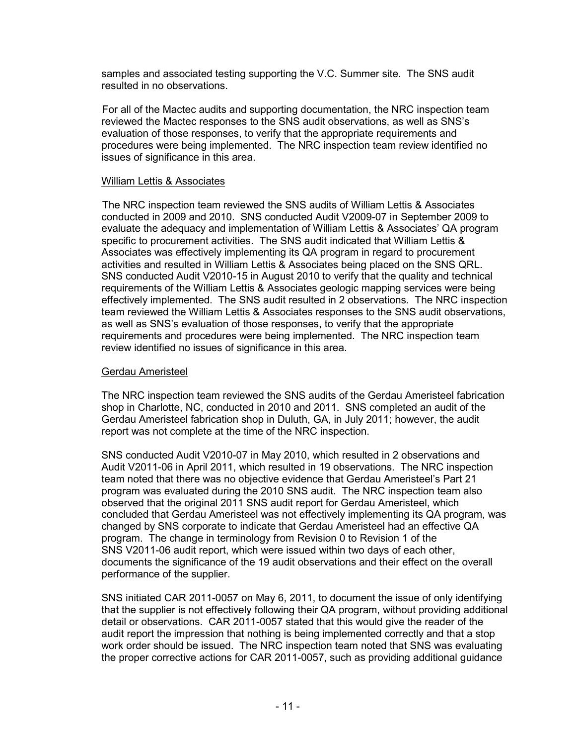samples and associated testing supporting the V.C. Summer site. The SNS audit resulted in no observations.

For all of the Mactec audits and supporting documentation, the NRC inspection team reviewed the Mactec responses to the SNS audit observations, as well as SNS's evaluation of those responses, to verify that the appropriate requirements and procedures were being implemented. The NRC inspection team review identified no issues of significance in this area.

William Lettis & Associates

The NRC inspection team reviewed the SNS audits of William Lettis & Associates conducted in 2009 and 2010. SNS conducted Audit V2009-07 in September 2009 to evaluate the adequacy and implementation of William Lettis & Associates' QA program specific to procurement activities. The SNS audit indicated that William Lettis & Associates was effectively implementing its QA program in regard to procurement activities and resulted in William Lettis & Associates being placed on the SNS QRL. SNS conducted Audit V2010-15 in August 2010 to verify that the quality and technical requirements of the William Lettis & Associates geologic mapping services were being effectively implemented. The SNS audit resulted in 2 observations. The NRC inspection team reviewed the William Lettis & Associates responses to the SNS audit observations, as well as SNS's evaluation of those responses, to verify that the appropriate requirements and procedures were being implemented. The NRC inspection team review identified no issues of significance in this area.

Gerdau Ameristeel

The NRC inspection team reviewed the SNS audits of the Gerdau Ameristeel fabrication shop in Charlotte, NC, conducted in 2010 and 2011. SNS completed an audit of the Gerdau Ameristeel fabrication shop in Duluth, GA, in July 2011; however, the audit report was not complete at the time of the NRC inspection.

SNS conducted Audit V2010-07 in May 2010, which resulted in 2 observations and Audit V2011-06 in April 2011, which resulted in 19 observations. The NRC inspection team noted that there was no objective evidence that Gerdau Ameristeel's Part 21 program was evaluated during the 2010 SNS audit. The NRC inspection team also observed that the original 2011 SNS audit report for Gerdau Ameristeel, which concluded that Gerdau Ameristeel was not effectively implementing its QA program, was changed by SNS corporate to indicate that Gerdau Ameristeel had an effective QA program. The change in terminology from Revision 0 to Revision 1 of the SNS V2011-06 audit report, which were issued within two days of each other, documents the significance of the 19 audit observations and their effect on the overall performance of the supplier.

SNS initiated CAR 2011-0057 on May 6, 2011, to document the issue of only identifying that the supplier is not effectively following their QA program, without providing additional detail or observations. CAR 2011-0057 stated that this would give the reader of the audit report the impression that nothing is being implemented correctly and that a stop work order should be issued. The NRC inspection team noted that SNS was evaluating the proper corrective actions for CAR 2011-0057, such as providing additional guidance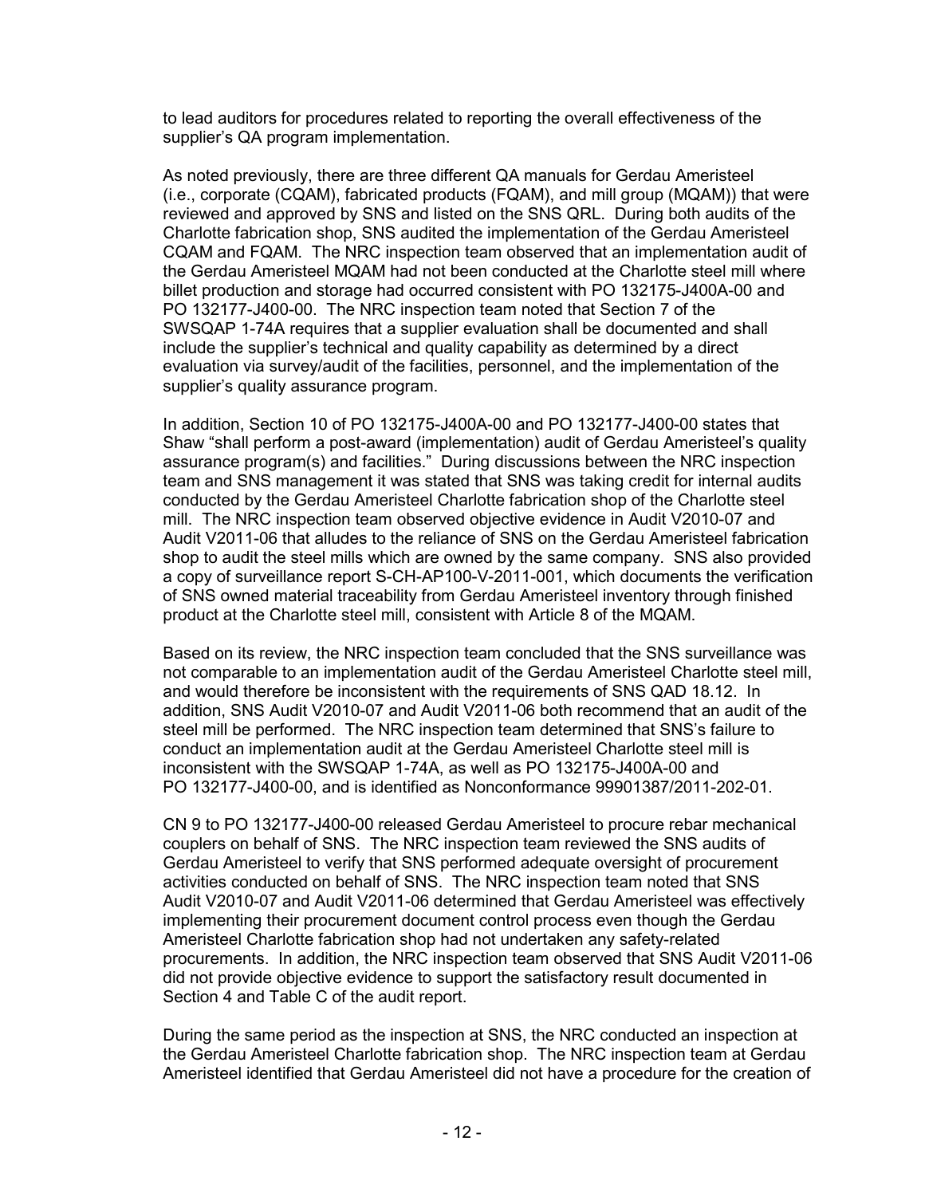to lead auditors for procedures related to reporting the overall effectiveness of the supplier's QA program implementation.

As noted previously, there are three different QA manuals for Gerdau Ameristeel (i.e., corporate (CQAM), fabricated products (FQAM), and mill group (MQAM)) that were reviewed and approved by SNS and listed on the SNS QRL. During both audits of the Charlotte fabrication shop, SNS audited the implementation of the Gerdau Ameristeel CQAM and FQAM. The NRC inspection team observed that an implementation audit of the Gerdau Ameristeel MQAM had not been conducted at the Charlotte steel mill where billet production and storage had occurred consistent with PO 132175-J400A-00 and PO 132177-J400-00. The NRC inspection team noted that Section 7 of the SWSQAP 1-74A requires that a supplier evaluation shall be documented and shall include the supplier's technical and quality capability as determined by a direct evaluation via survey/audit of the facilities, personnel, and the implementation of the supplier's quality assurance program.

In addition, Section 10 of PO 132175-J400A-00 and PO 132177-J400-00 states that Shaw "shall perform a post-award (implementation) audit of Gerdau Ameristeel's quality assurance program(s) and facilities." During discussions between the NRC inspection team and SNS management it was stated that SNS was taking credit for internal audits conducted by the Gerdau Ameristeel Charlotte fabrication shop of the Charlotte steel mill. The NRC inspection team observed objective evidence in Audit V2010-07 and Audit V2011-06 that alludes to the reliance of SNS on the Gerdau Ameristeel fabrication shop to audit the steel mills which are owned by the same company. SNS also provided a copy of surveillance report S-CH-AP100-V-2011-001, which documents the verification of SNS owned material traceability from Gerdau Ameristeel inventory through finished product at the Charlotte steel mill, consistent with Article 8 of the MQAM.

Based on its review, the NRC inspection team concluded that the SNS surveillance was not comparable to an implementation audit of the Gerdau Ameristeel Charlotte steel mill, and would therefore be inconsistent with the requirements of SNS QAD 18.12. In addition, SNS Audit V2010-07 and Audit V2011-06 both recommend that an audit of the steel mill be performed. The NRC inspection team determined that SNS's failure to conduct an implementation audit at the Gerdau Ameristeel Charlotte steel mill is inconsistent with the SWSQAP 1-74A, as well as PO 132175-J400A-00 and PO 132177-J400-00, and is identified as Nonconformance 99901387/2011-202-01.

CN 9 to PO 132177-J400-00 released Gerdau Ameristeel to procure rebar mechanical couplers on behalf of SNS. The NRC inspection team reviewed the SNS audits of Gerdau Ameristeel to verify that SNS performed adequate oversight of procurement activities conducted on behalf of SNS. The NRC inspection team noted that SNS Audit V2010-07 and Audit V2011-06 determined that Gerdau Ameristeel was effectively implementing their procurement document control process even though the Gerdau Ameristeel Charlotte fabrication shop had not undertaken any safety-related procurements. In addition, the NRC inspection team observed that SNS Audit V2011-06 did not provide objective evidence to support the satisfactory result documented in Section 4 and Table C of the audit report.

During the same period as the inspection at SNS, the NRC conducted an inspection at the Gerdau Ameristeel Charlotte fabrication shop. The NRC inspection team at Gerdau Ameristeel identified that Gerdau Ameristeel did not have a procedure for the creation of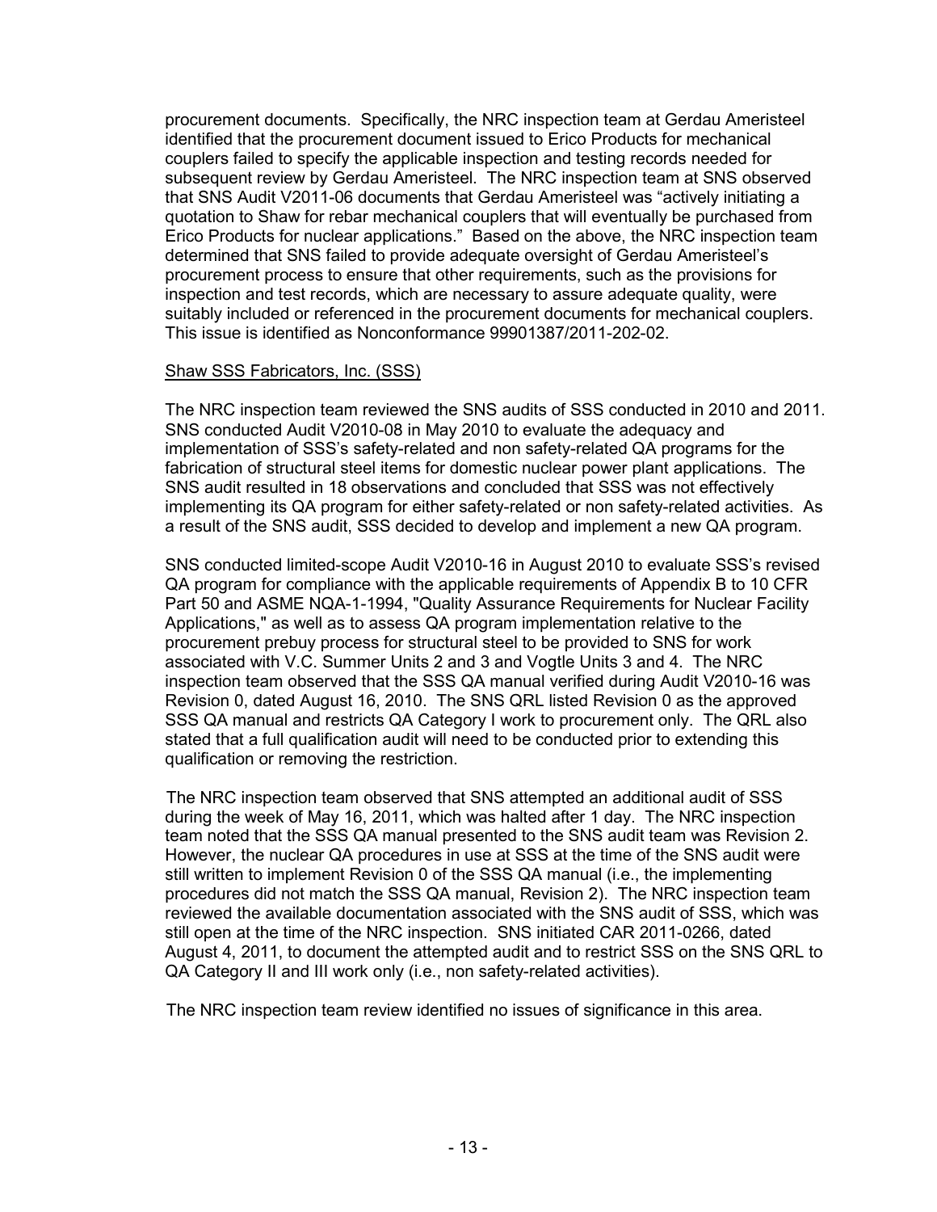procurement documents. Specifically, the NRC inspection team at Gerdau Ameristeel identified that the procurement document issued to Erico Products for mechanical couplers failed to specify the applicable inspection and testing records needed for subsequent review by Gerdau Ameristeel. The NRC inspection team at SNS observed that SNS Audit V2011-06 documents that Gerdau Ameristeel was "actively initiating a quotation to Shaw for rebar mechanical couplers that will eventually be purchased from Erico Products for nuclear applications." Based on the above, the NRC inspection team determined that SNS failed to provide adequate oversight of Gerdau Ameristeel's procurement process to ensure that other requirements, such as the provisions for inspection and test records, which are necessary to assure adequate quality, were suitably included or referenced in the procurement documents for mechanical couplers. This issue is identified as Nonconformance 99901387/2011-202-02.

Shaw SSS Fabricators, Inc. (SSS)

The NRC inspection team reviewed the SNS audits of SSS conducted in 2010 and 2011. SNS conducted Audit V2010-08 in May 2010 to evaluate the adequacy and implementation of SSS's safety-related and non safety-related QA programs for the fabrication of structural steel items for domestic nuclear power plant applications. The SNS audit resulted in 18 observations and concluded that SSS was not effectively implementing its QA program for either safety-related or non safety-related activities. As a result of the SNS audit, SSS decided to develop and implement a new QA program.

SNS conducted limited-scope Audit V2010-16 in August 2010 to evaluate SSS's revised QA program for compliance with the applicable requirements of Appendix B to 10 CFR Part 50 and ASME NQA-1-1994, "Quality Assurance Requirements for Nuclear Facility Applications," as well as to assess QA program implementation relative to the procurement prebuy process for structural steel to be provided to SNS for work associated with V.C. Summer Units 2 and 3 and Vogtle Units 3 and 4. The NRC inspection team observed that the SSS QA manual verified during Audit V2010-16 was Revision 0, dated August 16, 2010. The SNS QRL listed Revision 0 as the approved SSS QA manual and restricts QA Category I work to procurement only. The QRL also stated that a full qualification audit will need to be conducted prior to extending this qualification or removing the restriction.

The NRC inspection team observed that SNS attempted an additional audit of SSS during the week of May 16, 2011, which was halted after 1 day. The NRC inspection team noted that the SSS QA manual presented to the SNS audit team was Revision 2. However, the nuclear QA procedures in use at SSS at the time of the SNS audit were still written to implement Revision 0 of the SSS QA manual (i.e., the implementing procedures did not match the SSS QA manual, Revision 2). The NRC inspection team reviewed the available documentation associated with the SNS audit of SSS, which was still open at the time of the NRC inspection. SNS initiated CAR 2011-0266, dated August 4, 2011, to document the attempted audit and to restrict SSS on the SNS QRL to QA Category II and III work only (i.e., non safety-related activities).

The NRC inspection team review identified no issues of significance in this area.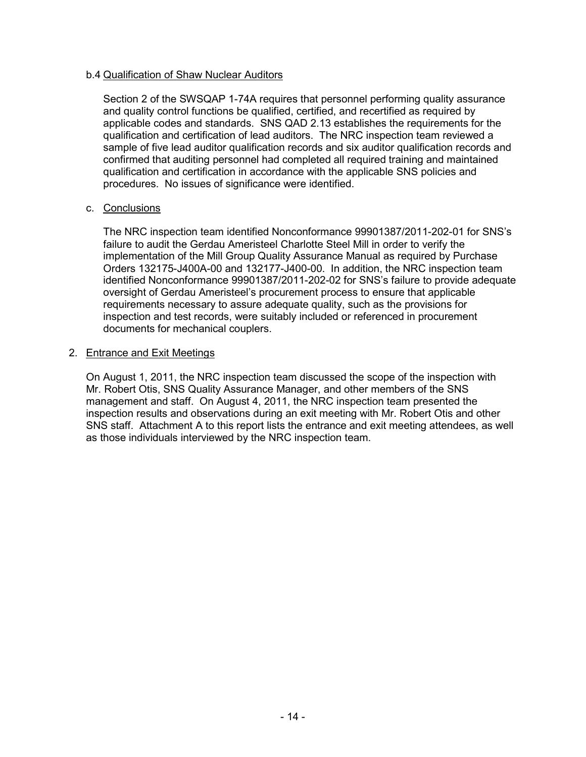b.4 Qualification of Shaw Nuclear Auditors

Section 2 of the SWSQAP 1-74A requires that personnel performing quality assurance and quality control functions be qualified, certified, and recertified as required by applicable codes and standards. SNS QAD 2.13 establishes the requirements for the qualification and certification of lead auditors. The NRC inspection team reviewed a sample of five lead auditor qualification records and six auditor qualification records and confirmed that auditing personnel had completed all required training and maintained qualification and certification in accordance with the applicable SNS policies and procedures. No issues of significance were identified.

c. Conclusions

The NRC inspection team identified Nonconformance 99901387/2011-202-01 for SNS's failure to audit the Gerdau Ameristeel Charlotte Steel Mill in order to verify the implementation of the Mill Group Quality Assurance Manual as required by Purchase Orders 132175-J400A-00 and 132177-J400-00. In addition, the NRC inspection team identified Nonconformance 99901387/2011-202-02 for SNS's failure to provide adequate oversight of Gerdau Ameristeel's procurement process to ensure that applicable requirements necessary to assure adequate quality, such as the provisions for inspection and test records, were suitably included or referenced in procurement documents for mechanical couplers.

2. Entrance and Exit Meetings

On August 1, 2011, the NRC inspection team discussed the scope of the inspection with Mr. Robert Otis, SNS Quality Assurance Manager, and other members of the SNS management and staff. On August 4, 2011, the NRC inspection team presented the inspection results and observations during an exit meeting with Mr. Robert Otis and other SNS staff. Attachment A to this report lists the entrance and exit meeting attendees, as well as those individuals interviewed by the NRC inspection team.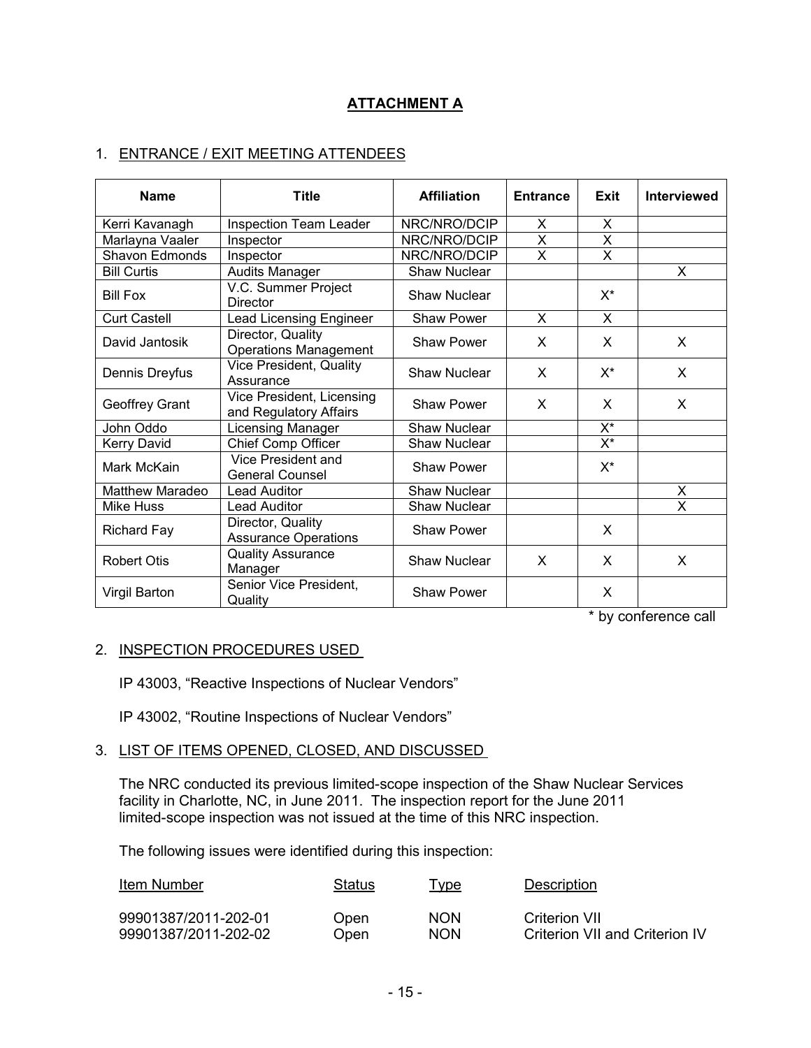# ATTACHMENT A

## 1. ENTRANCE / EXIT MEETING ATTENDEES

| Name | Title | Affiliation | Entrance | Exit | Interviewed |
|---|---|---|---|---|---|
| Kerri Kavanagh | Inspection Team Leader | NRC/NRO/DCIP | X | X | |
| Marlayna Vaaler | Inspector | NRC/NRO/DCIP | X | X | |
| Shavon Edmonds | Inspector | NRC/NRO/DCIP | X | X | |
| Bill Curtis | Audits Manager | Shaw Nuclear | | | X |
| Bill Fox | V.C. Summer Project Director | Shaw Nuclear | | X* | |
| Curt Castell | Lead Licensing Engineer | Shaw Power | X | X | |
| David Jantosik | Director, Quality Operations Management | Shaw Power | X | X | X |
| Dennis Dreyfus | Vice President, Quality Assurance | Shaw Nuclear | X | X* | X |
| Geoffrey Grant | Vice President, Licensing and Regulatory Affairs | Shaw Power | X | X | X |
| John Oddo | Licensing Manager | Shaw Nuclear | | X* | |
| Kerry David | Chief Comp Officer | Shaw Nuclear | | X* | |
| Mark McKain | Vice President and General Counsel | Shaw Power | | X* | |
| Matthew Maradeo | Lead Auditor | Shaw Nuclear | | | X |
| Mike Huss | Lead Auditor | Shaw Nuclear | | | X |
| Richard Fay | Director, Quality Assurance Operations | Shaw Power | | X | |
| Robert Otis | Quality Assurance Manager | Shaw Nuclear | X | X | X |
| Virgil Barton | Senior Vice President, Quality | Shaw Power | | X | |

\* by conference call

## 2. INSPECTION PROCEDURES USED

IP 43003, "Reactive Inspections of Nuclear Vendors"

IP 43002, "Routine Inspections of Nuclear Vendors"

## 3. LIST OF ITEMS OPENED, CLOSED, AND DISCUSSED

The NRC conducted its previous limited-scope inspection of the Shaw Nuclear Services facility in Charlotte, NC, in June 2011. The inspection report for the June 2011 limited-scope inspection was not issued at the time of this NRC inspection.

The following issues were identified during this inspection:

| Item Number | Status | Type | Description |
|---|---|---|---|
| 99901387/2011-202-01 | Open | NON | Criterion VII |
| 99901387/2011-202-02 | Open | NON | Criterion VII and Criterion IV |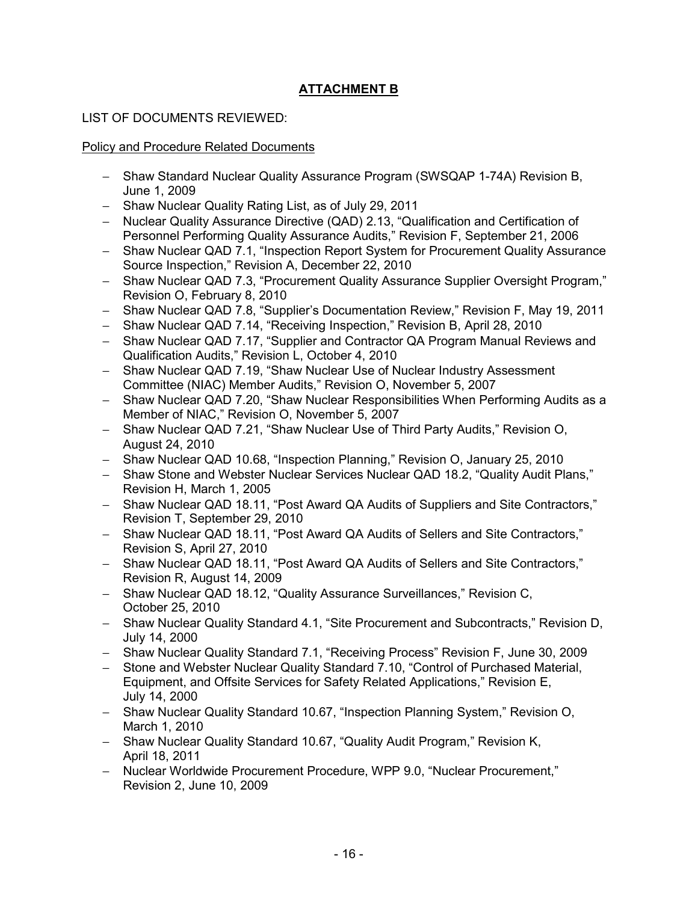# ATTACHMENT B

LIST OF DOCUMENTS REVIEWED:

Policy and Procedure Related Documents

- Shaw Standard Nuclear Quality Assurance Program (SWSQAP 1-74A) Revision B, June 1, 2009
- Shaw Nuclear Quality Rating List, as of July 29, 2011
- Nuclear Quality Assurance Directive (QAD) 2.13, "Qualification and Certification of Personnel Performing Quality Assurance Audits," Revision F, September 21, 2006
- Shaw Nuclear QAD 7.1, "Inspection Report System for Procurement Quality Assurance Source Inspection," Revision A, December 22, 2010
- Shaw Nuclear QAD 7.3, "Procurement Quality Assurance Supplier Oversight Program," Revision O, February 8, 2010
- Shaw Nuclear QAD 7.8, "Supplier's Documentation Review," Revision F, May 19, 2011
- Shaw Nuclear QAD 7.14, "Receiving Inspection," Revision B, April 28, 2010
- Shaw Nuclear QAD 7.17, "Supplier and Contractor QA Program Manual Reviews and Qualification Audits," Revision L, October 4, 2010
- Shaw Nuclear QAD 7.19, "Shaw Nuclear Use of Nuclear Industry Assessment Committee (NIAC) Member Audits," Revision O, November 5, 2007
- Shaw Nuclear QAD 7.20, "Shaw Nuclear Responsibilities When Performing Audits as a Member of NIAC," Revision O, November 5, 2007
- Shaw Nuclear QAD 7.21, "Shaw Nuclear Use of Third Party Audits," Revision O, August 24, 2010
- Shaw Nuclear QAD 10.68, "Inspection Planning," Revision O, January 25, 2010
- Shaw Stone and Webster Nuclear Services Nuclear QAD 18.2, "Quality Audit Plans," Revision H, March 1, 2005
- Shaw Nuclear QAD 18.11, "Post Award QA Audits of Suppliers and Site Contractors," Revision T, September 29, 2010
- Shaw Nuclear QAD 18.11, "Post Award QA Audits of Sellers and Site Contractors," Revision S, April 27, 2010
- Shaw Nuclear QAD 18.11, "Post Award QA Audits of Sellers and Site Contractors," Revision R, August 14, 2009
- Shaw Nuclear QAD 18.12, "Quality Assurance Surveillances," Revision C, October 25, 2010
- Shaw Nuclear Quality Standard 4.1, "Site Procurement and Subcontracts," Revision D, July 14, 2000
- Shaw Nuclear Quality Standard 7.1, "Receiving Process" Revision F, June 30, 2009
- Stone and Webster Nuclear Quality Standard 7.10, "Control of Purchased Material, Equipment, and Offsite Services for Safety Related Applications," Revision E, July 14, 2000
- Shaw Nuclear Quality Standard 10.67, "Inspection Planning System," Revision O, March 1, 2010
- Shaw Nuclear Quality Standard 10.67, "Quality Audit Program," Revision K, April 18, 2011
- Nuclear Worldwide Procurement Procedure, WPP 9.0, "Nuclear Procurement," Revision 2, June 10, 2009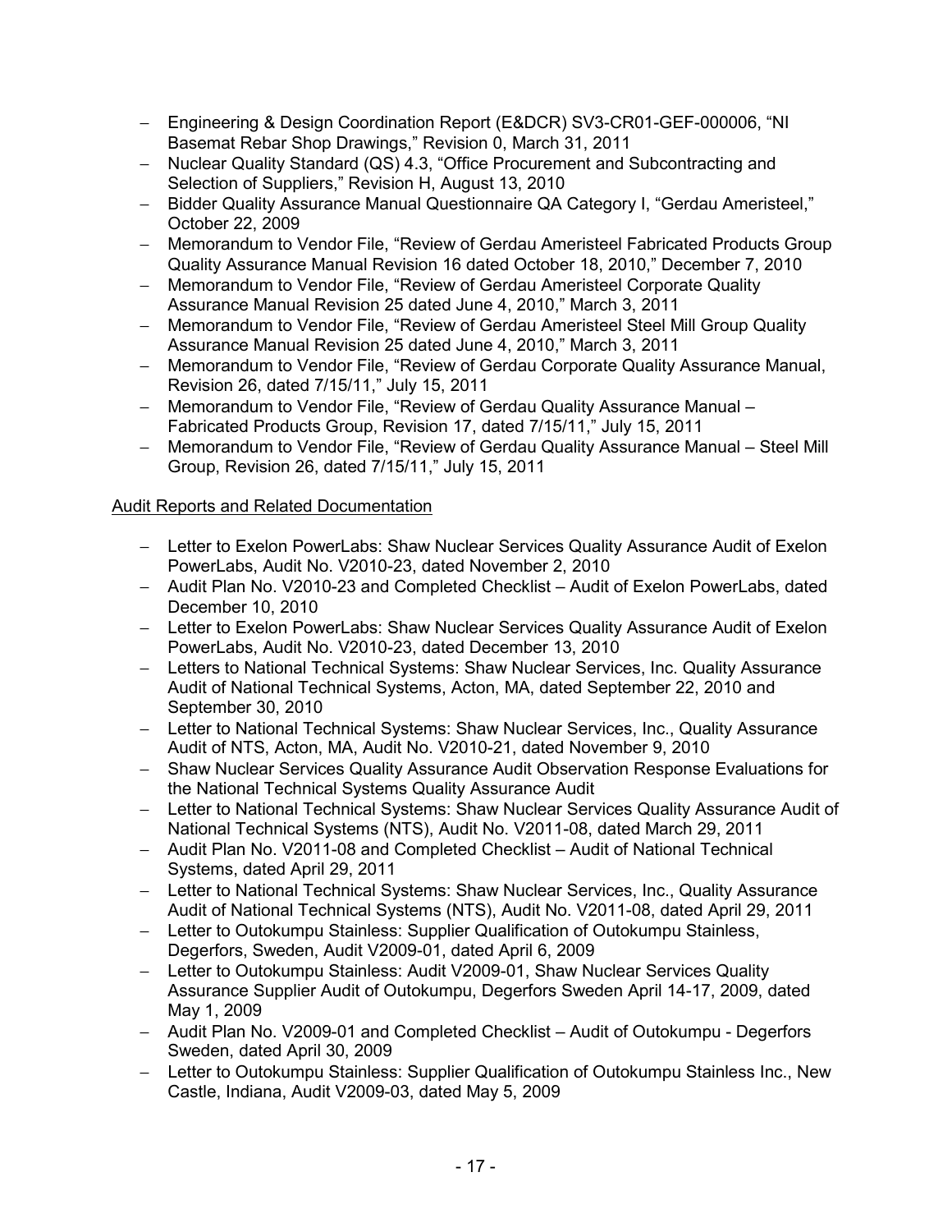- Engineering & Design Coordination Report (E&DCR) SV3-CR01-GEF-000006, "NI Basemat Rebar Shop Drawings," Revision 0, March 31, 2011
- Nuclear Quality Standard (QS) 4.3, "Office Procurement and Subcontracting and Selection of Suppliers," Revision H, August 13, 2010
- Bidder Quality Assurance Manual Questionnaire QA Category I, "Gerdau Ameristeel," October 22, 2009
- Memorandum to Vendor File, "Review of Gerdau Ameristeel Fabricated Products Group Quality Assurance Manual Revision 16 dated October 18, 2010," December 7, 2010
- Memorandum to Vendor File, "Review of Gerdau Ameristeel Corporate Quality Assurance Manual Revision 25 dated June 4, 2010," March 3, 2011
- Memorandum to Vendor File, "Review of Gerdau Ameristeel Steel Mill Group Quality Assurance Manual Revision 25 dated June 4, 2010," March 3, 2011
- Memorandum to Vendor File, "Review of Gerdau Corporate Quality Assurance Manual, Revision 26, dated 7/15/11," July 15, 2011
- Memorandum to Vendor File, "Review of Gerdau Quality Assurance Manual – Fabricated Products Group, Revision 17, dated 7/15/11," July 15, 2011
- Memorandum to Vendor File, "Review of Gerdau Quality Assurance Manual – Steel Mill Group, Revision 26, dated 7/15/11," July 15, 2011

Audit Reports and Related Documentation

- Letter to Exelon PowerLabs: Shaw Nuclear Services Quality Assurance Audit of Exelon PowerLabs, Audit No. V2010-23, dated November 2, 2010
- Audit Plan No. V2010-23 and Completed Checklist – Audit of Exelon PowerLabs, dated December 10, 2010
- Letter to Exelon PowerLabs: Shaw Nuclear Services Quality Assurance Audit of Exelon PowerLabs, Audit No. V2010-23, dated December 13, 2010
- Letters to National Technical Systems: Shaw Nuclear Services, Inc. Quality Assurance Audit of National Technical Systems, Acton, MA, dated September 22, 2010 and September 30, 2010
- Letter to National Technical Systems: Shaw Nuclear Services, Inc., Quality Assurance Audit of NTS, Acton, MA, Audit No. V2010-21, dated November 9, 2010
- Shaw Nuclear Services Quality Assurance Audit Observation Response Evaluations for the National Technical Systems Quality Assurance Audit
- Letter to National Technical Systems: Shaw Nuclear Services Quality Assurance Audit of National Technical Systems (NTS), Audit No. V2011-08, dated March 29, 2011
- Audit Plan No. V2011-08 and Completed Checklist – Audit of National Technical Systems, dated April 29, 2011
- Letter to National Technical Systems: Shaw Nuclear Services, Inc., Quality Assurance Audit of National Technical Systems (NTS), Audit No. V2011-08, dated April 29, 2011
- Letter to Outokumpu Stainless: Supplier Qualification of Outokumpu Stainless, Degerfors, Sweden, Audit V2009-01, dated April 6, 2009
- Letter to Outokumpu Stainless: Audit V2009-01, Shaw Nuclear Services Quality Assurance Supplier Audit of Outokumpu, Degerfors Sweden April 14-17, 2009, dated May 1, 2009
- Audit Plan No. V2009-01 and Completed Checklist – Audit of Outokumpu - Degerfors Sweden, dated April 30, 2009
- Letter to Outokumpu Stainless: Supplier Qualification of Outokumpu Stainless Inc., New Castle, Indiana, Audit V2009-03, dated May 5, 2009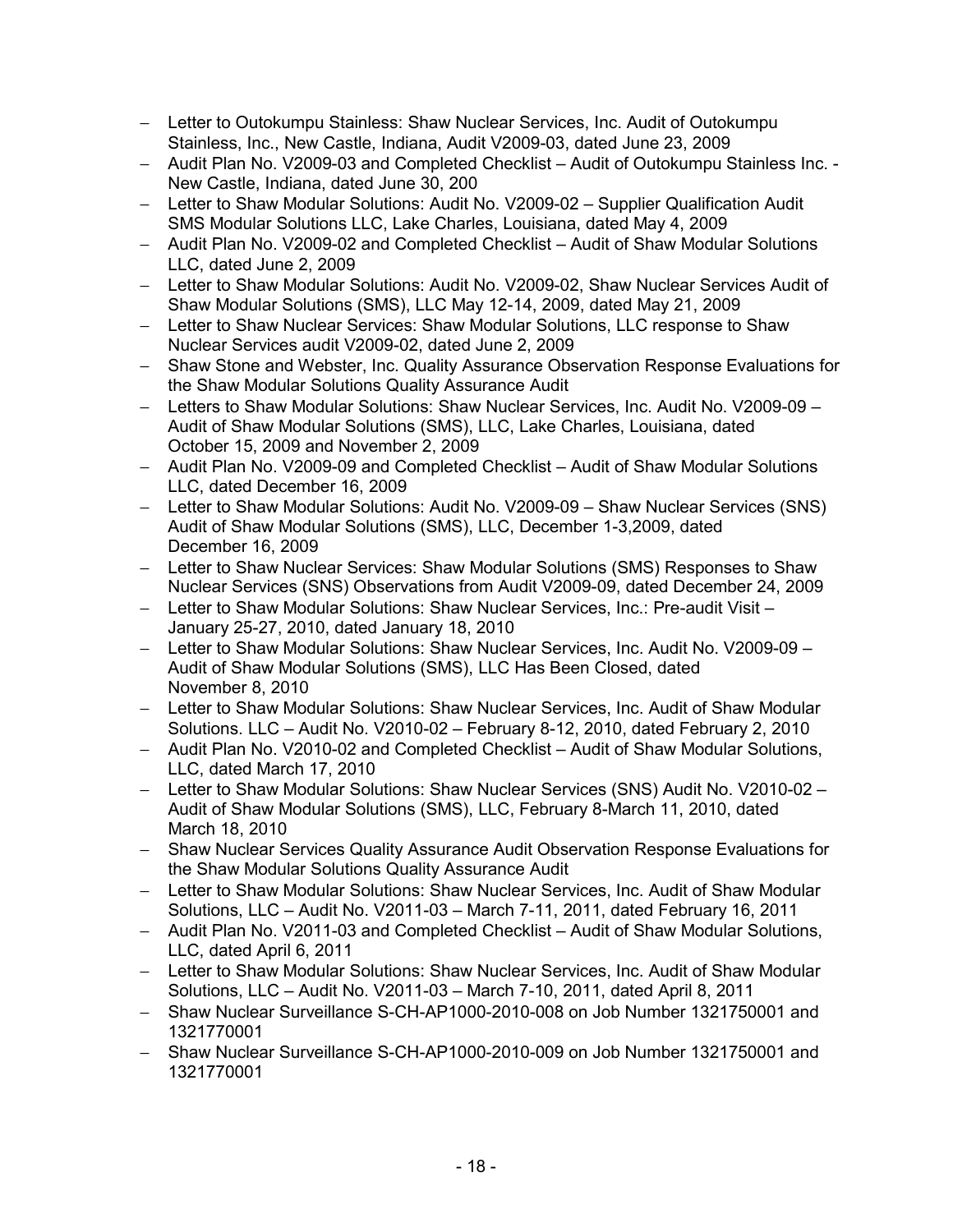- Letter to Outokumpu Stainless: Shaw Nuclear Services, Inc. Audit of Outokumpu Stainless, Inc., New Castle, Indiana, Audit V2009-03, dated June 23, 2009
- Audit Plan No. V2009-03 and Completed Checklist – Audit of Outokumpu Stainless Inc. - New Castle, Indiana, dated June 30, 200
- Letter to Shaw Modular Solutions: Audit No. V2009-02 – Supplier Qualification Audit SMS Modular Solutions LLC, Lake Charles, Louisiana, dated May 4, 2009
- Audit Plan No. V2009-02 and Completed Checklist – Audit of Shaw Modular Solutions LLC, dated June 2, 2009
- Letter to Shaw Modular Solutions: Audit No. V2009-02, Shaw Nuclear Services Audit of Shaw Modular Solutions (SMS), LLC May 12-14, 2009, dated May 21, 2009
- Letter to Shaw Nuclear Services: Shaw Modular Solutions, LLC response to Shaw Nuclear Services audit V2009-02, dated June 2, 2009
- Shaw Stone and Webster, Inc. Quality Assurance Observation Response Evaluations for the Shaw Modular Solutions Quality Assurance Audit
- Letters to Shaw Modular Solutions: Shaw Nuclear Services, Inc. Audit No. V2009-09 – Audit of Shaw Modular Solutions (SMS), LLC, Lake Charles, Louisiana, dated October 15, 2009 and November 2, 2009
- Audit Plan No. V2009-09 and Completed Checklist – Audit of Shaw Modular Solutions LLC, dated December 16, 2009
- Letter to Shaw Modular Solutions: Audit No. V2009-09 – Shaw Nuclear Services (SNS) Audit of Shaw Modular Solutions (SMS), LLC, December 1-3,2009, dated December 16, 2009
- Letter to Shaw Nuclear Services: Shaw Modular Solutions (SMS) Responses to Shaw Nuclear Services (SNS) Observations from Audit V2009-09, dated December 24, 2009
- Letter to Shaw Modular Solutions: Shaw Nuclear Services, Inc.: Pre-audit Visit – January 25-27, 2010, dated January 18, 2010
- Letter to Shaw Modular Solutions: Shaw Nuclear Services, Inc. Audit No. V2009-09 – Audit of Shaw Modular Solutions (SMS), LLC Has Been Closed, dated November 8, 2010
- Letter to Shaw Modular Solutions: Shaw Nuclear Services, Inc. Audit of Shaw Modular Solutions. LLC – Audit No. V2010-02 – February 8-12, 2010, dated February 2, 2010
- Audit Plan No. V2010-02 and Completed Checklist – Audit of Shaw Modular Solutions, LLC, dated March 17, 2010
- Letter to Shaw Modular Solutions: Shaw Nuclear Services (SNS) Audit No. V2010-02 – Audit of Shaw Modular Solutions (SMS), LLC, February 8-March 11, 2010, dated March 18, 2010
- Shaw Nuclear Services Quality Assurance Audit Observation Response Evaluations for the Shaw Modular Solutions Quality Assurance Audit
- Letter to Shaw Modular Solutions: Shaw Nuclear Services, Inc. Audit of Shaw Modular Solutions, LLC – Audit No. V2011-03 – March 7-11, 2011, dated February 16, 2011
- Audit Plan No. V2011-03 and Completed Checklist – Audit of Shaw Modular Solutions, LLC, dated April 6, 2011
- Letter to Shaw Modular Solutions: Shaw Nuclear Services, Inc. Audit of Shaw Modular Solutions, LLC – Audit No. V2011-03 – March 7-10, 2011, dated April 8, 2011
- Shaw Nuclear Surveillance S-CH-AP1000-2010-008 on Job Number 1321750001 and 1321770001
- Shaw Nuclear Surveillance S-CH-AP1000-2010-009 on Job Number 1321750001 and 1321770001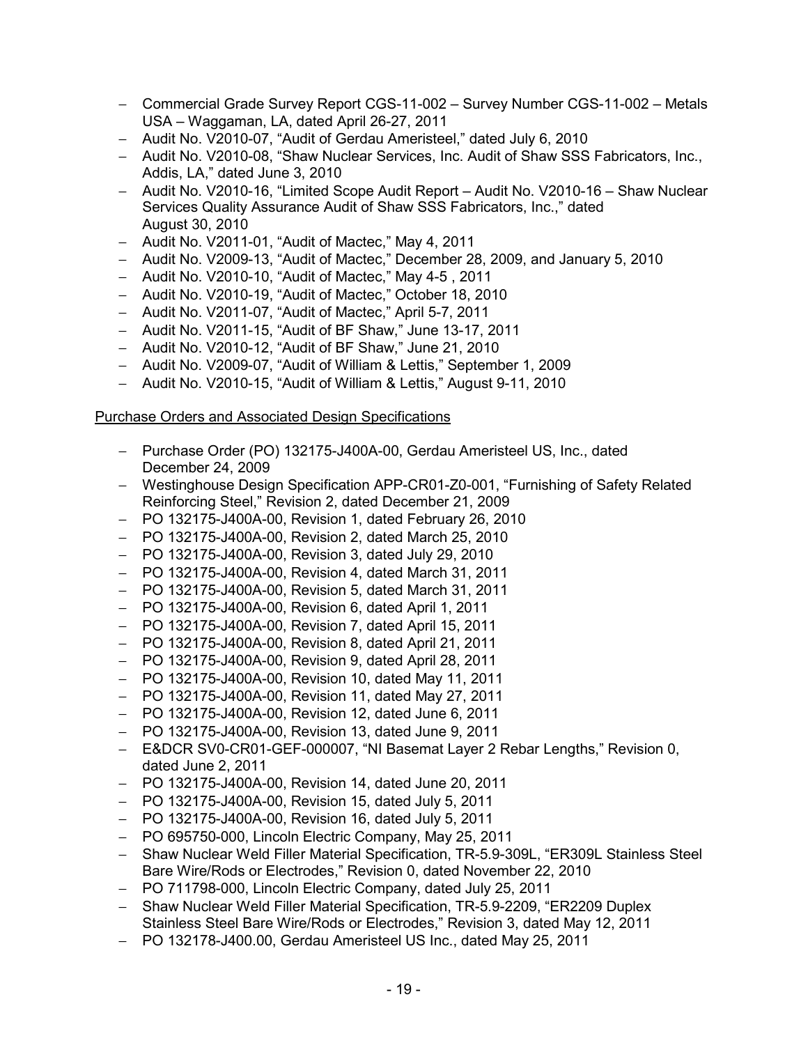- Commercial Grade Survey Report CGS-11-002 – Survey Number CGS-11-002 – Metals USA – Waggaman, LA, dated April 26-27, 2011
- Audit No. V2010-07, "Audit of Gerdau Ameristeel," dated July 6, 2010
- Audit No. V2010-08, "Shaw Nuclear Services, Inc. Audit of Shaw SSS Fabricators, Inc., Addis, LA," dated June 3, 2010
- Audit No. V2010-16, "Limited Scope Audit Report – Audit No. V2010-16 – Shaw Nuclear Services Quality Assurance Audit of Shaw SSS Fabricators, Inc.," dated August 30, 2010
- Audit No. V2011-01, "Audit of Mactec," May 4, 2011
- Audit No. V2009-13, "Audit of Mactec," December 28, 2009, and January 5, 2010
- Audit No. V2010-10, "Audit of Mactec," May 4-5 , 2011
- Audit No. V2010-19, "Audit of Mactec," October 18, 2010
- Audit No. V2011-07, "Audit of Mactec," April 5-7, 2011
- Audit No. V2011-15, "Audit of BF Shaw," June 13-17, 2011
- Audit No. V2010-12, "Audit of BF Shaw," June 21, 2010
- Audit No. V2009-07, "Audit of William & Lettis," September 1, 2009
- Audit No. V2010-15, "Audit of William & Lettis," August 9-11, 2010

Purchase Orders and Associated Design Specifications

- Purchase Order (PO) 132175-J400A-00, Gerdau Ameristeel US, Inc., dated December 24, 2009
- Westinghouse Design Specification APP-CR01-Z0-001, "Furnishing of Safety Related Reinforcing Steel," Revision 2, dated December 21, 2009
- PO 132175-J400A-00, Revision 1, dated February 26, 2010
- PO 132175-J400A-00, Revision 2, dated March 25, 2010
- PO 132175-J400A-00, Revision 3, dated July 29, 2010
- PO 132175-J400A-00, Revision 4, dated March 31, 2011
- PO 132175-J400A-00, Revision 5, dated March 31, 2011
- PO 132175-J400A-00, Revision 6, dated April 1, 2011
- PO 132175-J400A-00, Revision 7, dated April 15, 2011
- PO 132175-J400A-00, Revision 8, dated April 21, 2011
- PO 132175-J400A-00, Revision 9, dated April 28, 2011
- PO 132175-J400A-00, Revision 10, dated May 11, 2011
- PO 132175-J400A-00, Revision 11, dated May 27, 2011
- PO 132175-J400A-00, Revision 12, dated June 6, 2011
- PO 132175-J400A-00, Revision 13, dated June 9, 2011
- E&DCR SV0-CR01-GEF-000007, "NI Basemat Layer 2 Rebar Lengths," Revision 0, dated June 2, 2011
- PO 132175-J400A-00, Revision 14, dated June 20, 2011
- PO 132175-J400A-00, Revision 15, dated July 5, 2011
- PO 132175-J400A-00, Revision 16, dated July 5, 2011
- PO 695750-000, Lincoln Electric Company, May 25, 2011
- Shaw Nuclear Weld Filler Material Specification, TR-5.9-309L, "ER309L Stainless Steel Bare Wire/Rods or Electrodes," Revision 0, dated November 22, 2010
- PO 711798-000, Lincoln Electric Company, dated July 25, 2011
- Shaw Nuclear Weld Filler Material Specification, TR-5.9-2209, "ER2209 Duplex Stainless Steel Bare Wire/Rods or Electrodes," Revision 3, dated May 12, 2011
- PO 132178-J400.00, Gerdau Ameristeel US Inc., dated May 25, 2011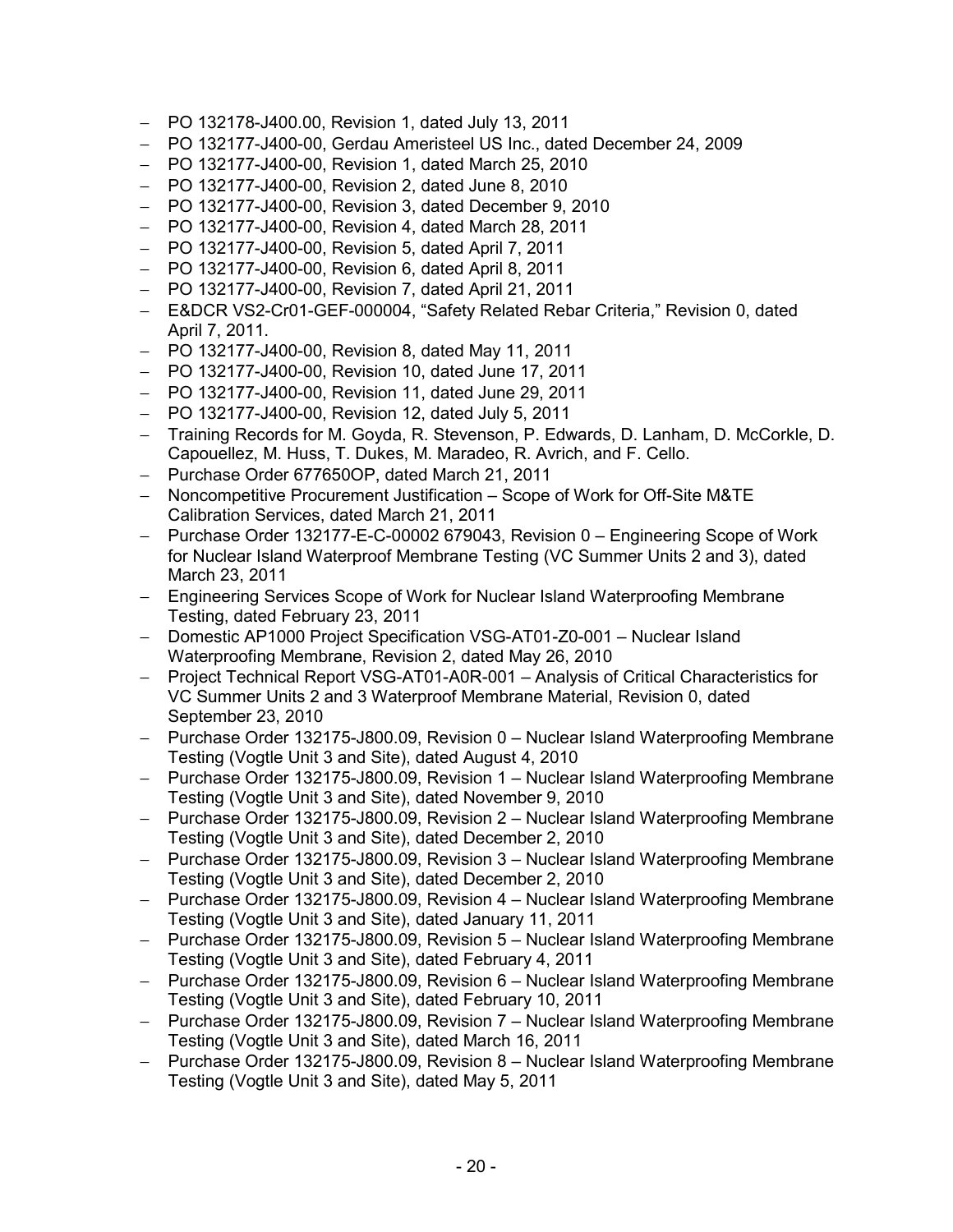- PO 132178-J400.00, Revision 1, dated July 13, 2011
- PO 132177-J400-00, Gerdau Ameristeel US Inc., dated December 24, 2009
- PO 132177-J400-00, Revision 1, dated March 25, 2010
- PO 132177-J400-00, Revision 2, dated June 8, 2010
- PO 132177-J400-00, Revision 3, dated December 9, 2010
- PO 132177-J400-00, Revision 4, dated March 28, 2011
- PO 132177-J400-00, Revision 5, dated April 7, 2011
- PO 132177-J400-00, Revision 6, dated April 8, 2011
- PO 132177-J400-00, Revision 7, dated April 21, 2011
- E&DCR VS2-Cr01-GEF-000004, "Safety Related Rebar Criteria," Revision 0, dated April 7, 2011.
- PO 132177-J400-00, Revision 8, dated May 11, 2011
- PO 132177-J400-00, Revision 10, dated June 17, 2011
- PO 132177-J400-00, Revision 11, dated June 29, 2011
- PO 132177-J400-00, Revision 12, dated July 5, 2011
- Training Records for M. Goyda, R. Stevenson, P. Edwards, D. Lanham, D. McCorkle, D. Capouellez, M. Huss, T. Dukes, M. Maradeo, R. Avrich, and F. Cello.
- Purchase Order 677650OP, dated March 21, 2011
- Noncompetitive Procurement Justification – Scope of Work for Off-Site M&TE Calibration Services, dated March 21, 2011
- Purchase Order 132177-E-C-00002 679043, Revision 0 – Engineering Scope of Work for Nuclear Island Waterproof Membrane Testing (VC Summer Units 2 and 3), dated March 23, 2011
- Engineering Services Scope of Work for Nuclear Island Waterproofing Membrane Testing, dated February 23, 2011
- Domestic AP1000 Project Specification VSG-AT01-Z0-001 – Nuclear Island Waterproofing Membrane, Revision 2, dated May 26, 2010
- Project Technical Report VSG-AT01-A0R-001 – Analysis of Critical Characteristics for VC Summer Units 2 and 3 Waterproof Membrane Material, Revision 0, dated September 23, 2010
- Purchase Order 132175-J800.09, Revision 0 – Nuclear Island Waterproofing Membrane Testing (Vogtle Unit 3 and Site), dated August 4, 2010
- Purchase Order 132175-J800.09, Revision 1 – Nuclear Island Waterproofing Membrane Testing (Vogtle Unit 3 and Site), dated November 9, 2010
- Purchase Order 132175-J800.09, Revision 2 – Nuclear Island Waterproofing Membrane Testing (Vogtle Unit 3 and Site), dated December 2, 2010
- Purchase Order 132175-J800.09, Revision 3 – Nuclear Island Waterproofing Membrane Testing (Vogtle Unit 3 and Site), dated December 2, 2010
- Purchase Order 132175-J800.09, Revision 4 – Nuclear Island Waterproofing Membrane Testing (Vogtle Unit 3 and Site), dated January 11, 2011
- Purchase Order 132175-J800.09, Revision 5 – Nuclear Island Waterproofing Membrane Testing (Vogtle Unit 3 and Site), dated February 4, 2011
- Purchase Order 132175-J800.09, Revision 6 – Nuclear Island Waterproofing Membrane Testing (Vogtle Unit 3 and Site), dated February 10, 2011
- Purchase Order 132175-J800.09, Revision 7 – Nuclear Island Waterproofing Membrane Testing (Vogtle Unit 3 and Site), dated March 16, 2011
- Purchase Order 132175-J800.09, Revision 8 – Nuclear Island Waterproofing Membrane Testing (Vogtle Unit 3 and Site), dated May 5, 2011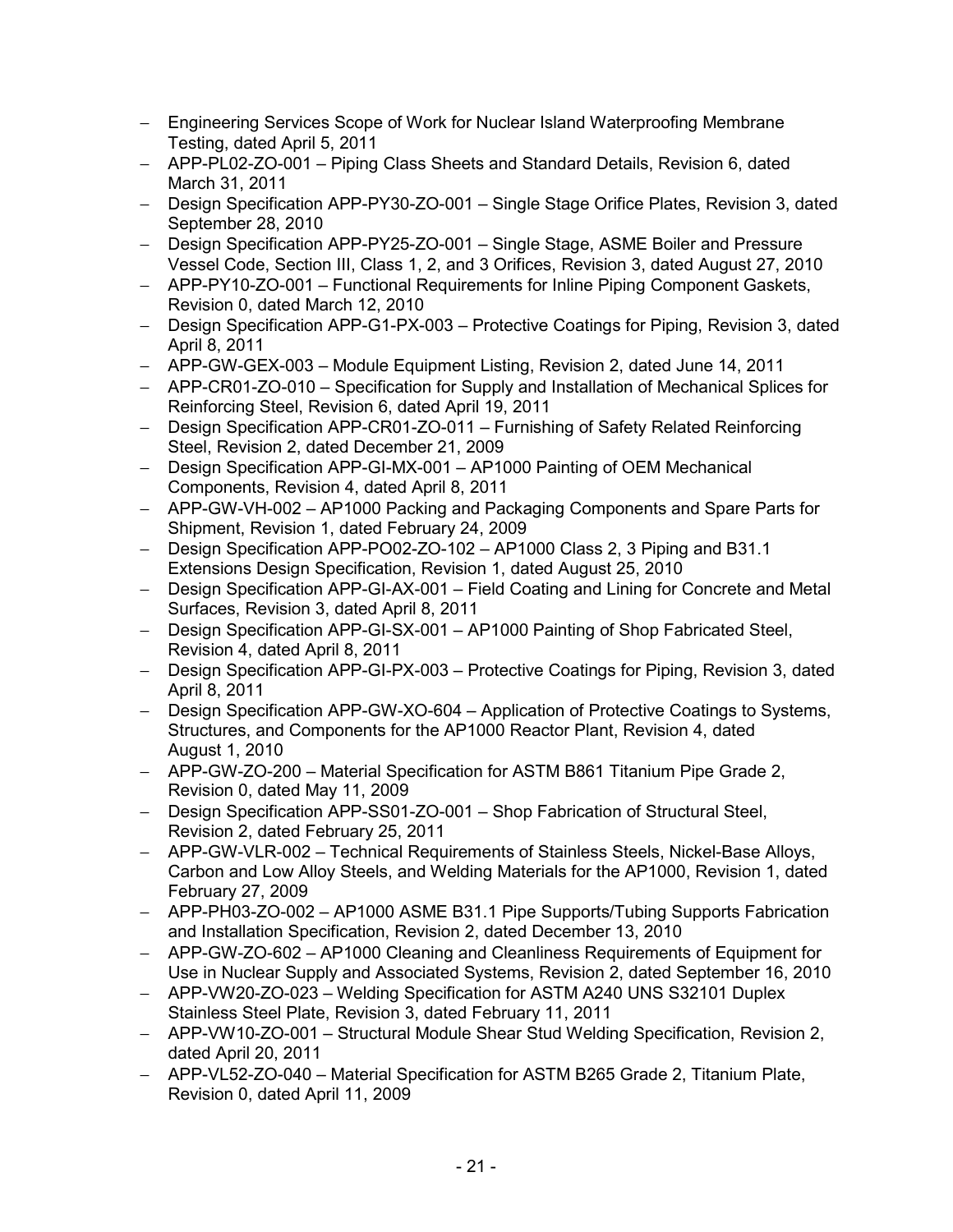- Engineering Services Scope of Work for Nuclear Island Waterproofing Membrane Testing, dated April 5, 2011
- APP-PL02-ZO-001 – Piping Class Sheets and Standard Details, Revision 6, dated March 31, 2011
- Design Specification APP-PY30-ZO-001 – Single Stage Orifice Plates, Revision 3, dated September 28, 2010
- Design Specification APP-PY25-ZO-001 – Single Stage, ASME Boiler and Pressure Vessel Code, Section III, Class 1, 2, and 3 Orifices, Revision 3, dated August 27, 2010
- APP-PY10-ZO-001 – Functional Requirements for Inline Piping Component Gaskets, Revision 0, dated March 12, 2010
- Design Specification APP-G1-PX-003 – Protective Coatings for Piping, Revision 3, dated April 8, 2011
- APP-GW-GEX-003 – Module Equipment Listing, Revision 2, dated June 14, 2011
- APP-CR01-ZO-010 – Specification for Supply and Installation of Mechanical Splices for Reinforcing Steel, Revision 6, dated April 19, 2011
- Design Specification APP-CR01-ZO-011 – Furnishing of Safety Related Reinforcing Steel, Revision 2, dated December 21, 2009
- Design Specification APP-GI-MX-001 – AP1000 Painting of OEM Mechanical Components, Revision 4, dated April 8, 2011
- APP-GW-VH-002 – AP1000 Packing and Packaging Components and Spare Parts for Shipment, Revision 1, dated February 24, 2009
- Design Specification APP-PO02-ZO-102 – AP1000 Class 2, 3 Piping and B31.1 Extensions Design Specification, Revision 1, dated August 25, 2010
- Design Specification APP-GI-AX-001 – Field Coating and Lining for Concrete and Metal Surfaces, Revision 3, dated April 8, 2011
- Design Specification APP-GI-SX-001 – AP1000 Painting of Shop Fabricated Steel, Revision 4, dated April 8, 2011
- Design Specification APP-GI-PX-003 – Protective Coatings for Piping, Revision 3, dated April 8, 2011
- Design Specification APP-GW-XO-604 – Application of Protective Coatings to Systems, Structures, and Components for the AP1000 Reactor Plant, Revision 4, dated August 1, 2010
- APP-GW-ZO-200 – Material Specification for ASTM B861 Titanium Pipe Grade 2, Revision 0, dated May 11, 2009
- Design Specification APP-SS01-ZO-001 – Shop Fabrication of Structural Steel, Revision 2, dated February 25, 2011
- APP-GW-VLR-002 – Technical Requirements of Stainless Steels, Nickel-Base Alloys, Carbon and Low Alloy Steels, and Welding Materials for the AP1000, Revision 1, dated February 27, 2009
- APP-PH03-ZO-002 – AP1000 ASME B31.1 Pipe Supports/Tubing Supports Fabrication and Installation Specification, Revision 2, dated December 13, 2010
- APP-GW-ZO-602 – AP1000 Cleaning and Cleanliness Requirements of Equipment for Use in Nuclear Supply and Associated Systems, Revision 2, dated September 16, 2010
- APP-VW20-ZO-023 – Welding Specification for ASTM A240 UNS S32101 Duplex Stainless Steel Plate, Revision 3, dated February 11, 2011
- APP-VW10-ZO-001 – Structural Module Shear Stud Welding Specification, Revision 2, dated April 20, 2011
- APP-VL52-ZO-040 – Material Specification for ASTM B265 Grade 2, Titanium Plate, Revision 0, dated April 11, 2009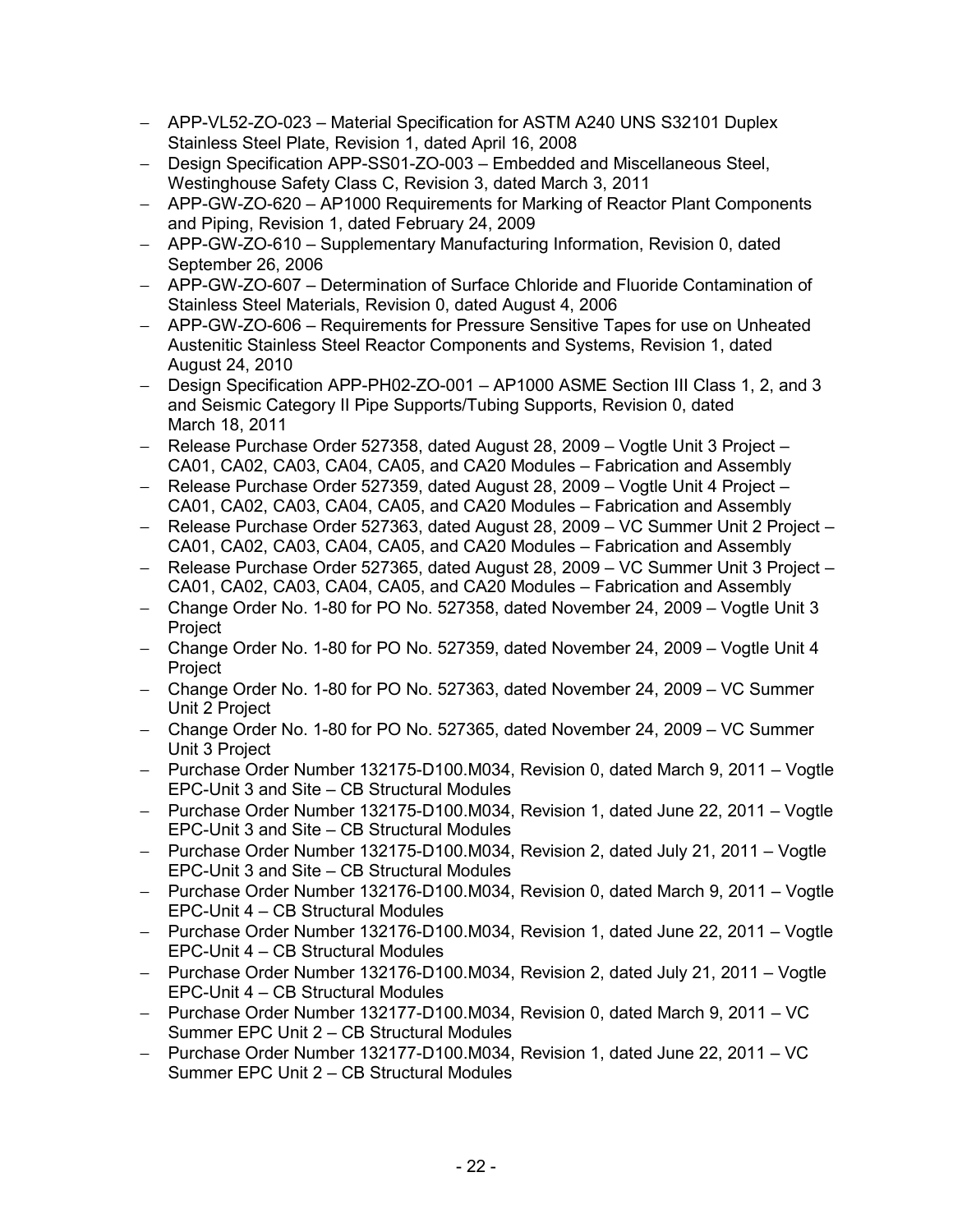- APP-VL52-ZO-023 – Material Specification for ASTM A240 UNS S32101 Duplex Stainless Steel Plate, Revision 1, dated April 16, 2008
- Design Specification APP-SS01-ZO-003 – Embedded and Miscellaneous Steel, Westinghouse Safety Class C, Revision 3, dated March 3, 2011
- APP-GW-ZO-620 – AP1000 Requirements for Marking of Reactor Plant Components and Piping, Revision 1, dated February 24, 2009
- APP-GW-ZO-610 – Supplementary Manufacturing Information, Revision 0, dated September 26, 2006
- APP-GW-ZO-607 – Determination of Surface Chloride and Fluoride Contamination of Stainless Steel Materials, Revision 0, dated August 4, 2006
- APP-GW-ZO-606 – Requirements for Pressure Sensitive Tapes for use on Unheated Austenitic Stainless Steel Reactor Components and Systems, Revision 1, dated August 24, 2010
- Design Specification APP-PH02-ZO-001 – AP1000 ASME Section III Class 1, 2, and 3 and Seismic Category II Pipe Supports/Tubing Supports, Revision 0, dated March 18, 2011
- Release Purchase Order 527358, dated August 28, 2009 – Vogtle Unit 3 Project – CA01, CA02, CA03, CA04, CA05, and CA20 Modules – Fabrication and Assembly
- Release Purchase Order 527359, dated August 28, 2009 – Vogtle Unit 4 Project – CA01, CA02, CA03, CA04, CA05, and CA20 Modules – Fabrication and Assembly
- Release Purchase Order 527363, dated August 28, 2009 – VC Summer Unit 2 Project – CA01, CA02, CA03, CA04, CA05, and CA20 Modules – Fabrication and Assembly
- Release Purchase Order 527365, dated August 28, 2009 – VC Summer Unit 3 Project – CA01, CA02, CA03, CA04, CA05, and CA20 Modules – Fabrication and Assembly
- Change Order No. 1-80 for PO No. 527358, dated November 24, 2009 – Vogtle Unit 3 Project
- Change Order No. 1-80 for PO No. 527359, dated November 24, 2009 – Vogtle Unit 4 Project
- Change Order No. 1-80 for PO No. 527363, dated November 24, 2009 – VC Summer Unit 2 Project
- Change Order No. 1-80 for PO No. 527365, dated November 24, 2009 – VC Summer Unit 3 Project
- Purchase Order Number 132175-D100.M034, Revision 0, dated March 9, 2011 – Vogtle EPC-Unit 3 and Site – CB Structural Modules
- Purchase Order Number 132175-D100.M034, Revision 1, dated June 22, 2011 – Vogtle EPC-Unit 3 and Site – CB Structural Modules
- Purchase Order Number 132175-D100.M034, Revision 2, dated July 21, 2011 – Vogtle EPC-Unit 3 and Site – CB Structural Modules
- Purchase Order Number 132176-D100.M034, Revision 0, dated March 9, 2011 – Vogtle EPC-Unit 4 – CB Structural Modules
- Purchase Order Number 132176-D100.M034, Revision 1, dated June 22, 2011 – Vogtle EPC-Unit 4 – CB Structural Modules
- Purchase Order Number 132176-D100.M034, Revision 2, dated July 21, 2011 – Vogtle EPC-Unit 4 – CB Structural Modules
- Purchase Order Number 132177-D100.M034, Revision 0, dated March 9, 2011 – VC Summer EPC Unit 2 – CB Structural Modules
- Purchase Order Number 132177-D100.M034, Revision 1, dated June 22, 2011 – VC Summer EPC Unit 2 – CB Structural Modules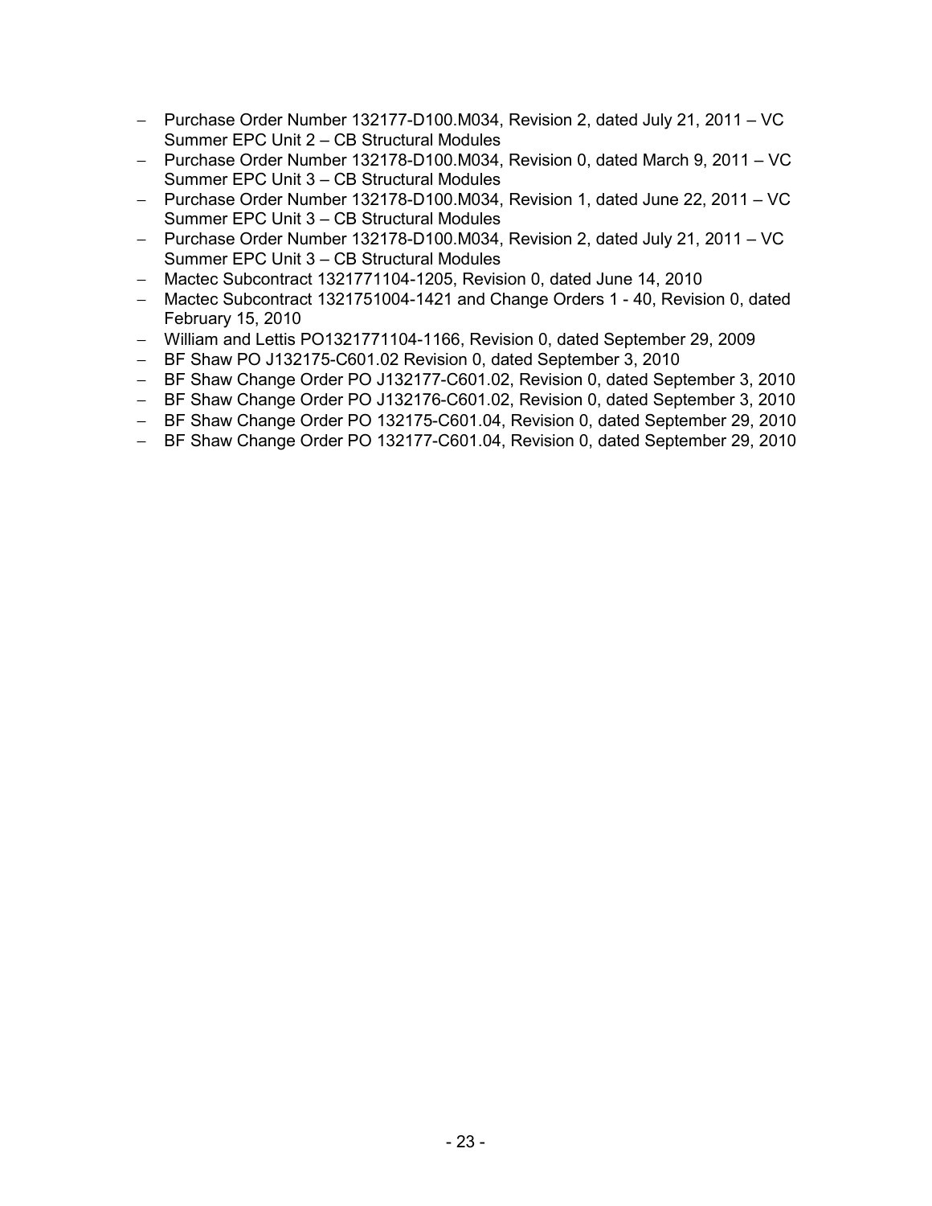- Purchase Order Number 132177-D100.M034, Revision 2, dated July 21, 2011 – VC Summer EPC Unit 2 – CB Structural Modules
- Purchase Order Number 132178-D100.M034, Revision 0, dated March 9, 2011 – VC Summer EPC Unit 3 – CB Structural Modules
- Purchase Order Number 132178-D100.M034, Revision 1, dated June 22, 2011 – VC Summer EPC Unit 3 – CB Structural Modules
- Purchase Order Number 132178-D100.M034, Revision 2, dated July 21, 2011 – VC Summer EPC Unit 3 – CB Structural Modules
- Mactec Subcontract 1321771104-1205, Revision 0, dated June 14, 2010
- Mactec Subcontract 1321751004-1421 and Change Orders 1 - 40, Revision 0, dated February 15, 2010
- William and Lettis PO1321771104-1166, Revision 0, dated September 29, 2009
- BF Shaw PO J132175-C601.02 Revision 0, dated September 3, 2010
- BF Shaw Change Order PO J132177-C601.02, Revision 0, dated September 3, 2010
- BF Shaw Change Order PO J132176-C601.02, Revision 0, dated September 3, 2010
- BF Shaw Change Order PO 132175-C601.04, Revision 0, dated September 29, 2010
- BF Shaw Change Order PO 132177-C601.04, Revision 0, dated September 29, 2010